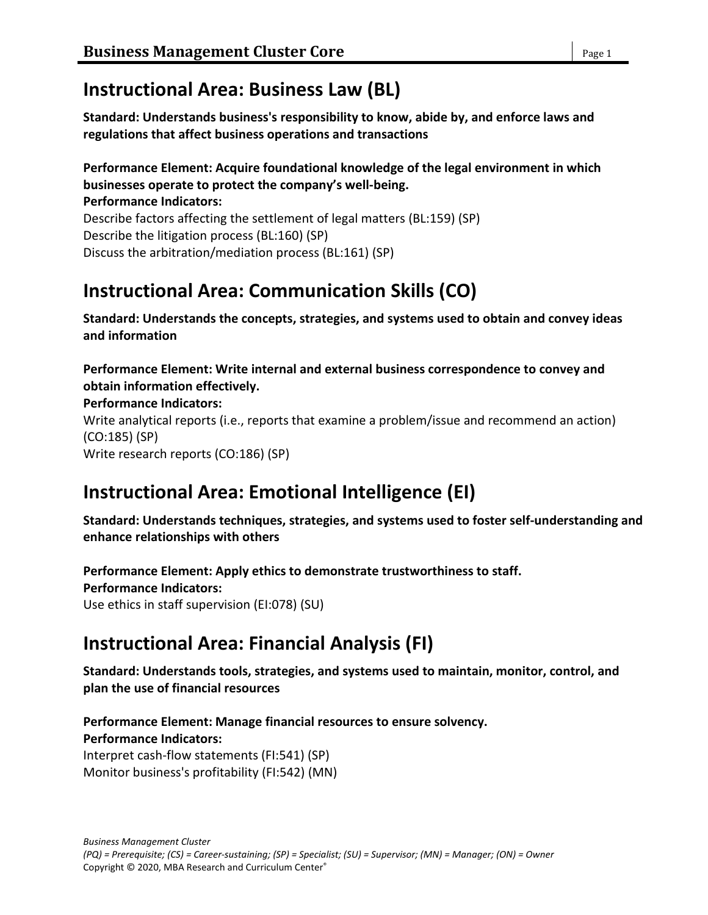## Instructional Area: Business Law (BL)

**Standard: Understands business's responsibility to know, abide by, and enforce laws and regulations that affect business operations and transactions**

**Performance Element: Acquire foundational knowledge of the legal environment in which businesses operate to protect the company's well-being.**
**Performance Indicators:**
Describe factors affecting the settlement of legal matters (BL:159) (SP)
Describe the litigation process (BL:160) (SP)
Discuss the arbitration/mediation process (BL:161) (SP)

## Instructional Area: Communication Skills (CO)

**Standard: Understands the concepts, strategies, and systems used to obtain and convey ideas and information**

**Performance Element: Write internal and external business correspondence to convey and obtain information effectively.**
**Performance Indicators:**
Write analytical reports (i.e., reports that examine a problem/issue and recommend an action) (CO:185) (SP)
Write research reports (CO:186) (SP)

## Instructional Area: Emotional Intelligence (EI)

**Standard: Understands techniques, strategies, and systems used to foster self-understanding and enhance relationships with others**

**Performance Element: Apply ethics to demonstrate trustworthiness to staff.**
**Performance Indicators:**
Use ethics in staff supervision (EI:078) (SU)

## Instructional Area: Financial Analysis (FI)

**Standard: Understands tools, strategies, and systems used to maintain, monitor, control, and plan the use of financial resources**

**Performance Element: Manage financial resources to ensure solvency.**
**Performance Indicators:**
Interpret cash-flow statements (FI:541) (SP)
Monitor business's profitability (FI:542) (MN)

*Business Management Cluster*
*(PQ) = Prerequisite; (CS) = Career-sustaining; (SP) = Specialist; (SU) = Supervisor; (MN) = Manager; (ON) = Owner*
Copyright © 2020, MBA Research and Curriculum Center®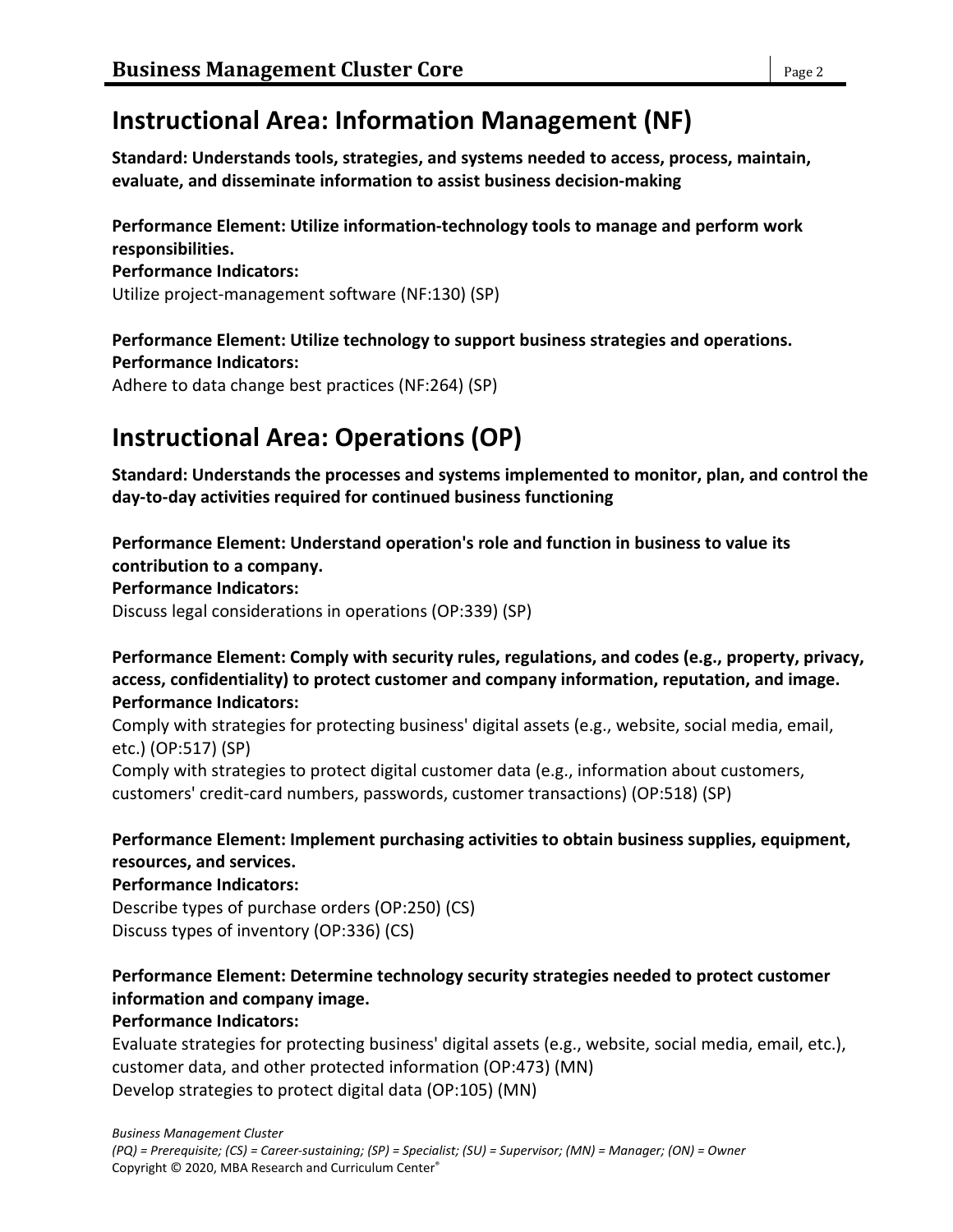# Instructional Area: Information Management (NF)

**Standard: Understands tools, strategies, and systems needed to access, process, maintain, evaluate, and disseminate information to assist business decision-making**

**Performance Element: Utilize information-technology tools to manage and perform work responsibilities.**
**Performance Indicators:**
Utilize project-management software (NF:130) (SP)

**Performance Element: Utilize technology to support business strategies and operations.**
**Performance Indicators:**
Adhere to data change best practices (NF:264) (SP)

# Instructional Area: Operations (OP)

**Standard: Understands the processes and systems implemented to monitor, plan, and control the day-to-day activities required for continued business functioning**

**Performance Element: Understand operation's role and function in business to value its contribution to a company.**
**Performance Indicators:**
Discuss legal considerations in operations (OP:339) (SP)

**Performance Element: Comply with security rules, regulations, and codes (e.g., property, privacy, access, confidentiality) to protect customer and company information, reputation, and image.**
**Performance Indicators:**
Comply with strategies for protecting business' digital assets (e.g., website, social media, email, etc.) (OP:517) (SP)
Comply with strategies to protect digital customer data (e.g., information about customers, customers' credit-card numbers, passwords, customer transactions) (OP:518) (SP)

**Performance Element: Implement purchasing activities to obtain business supplies, equipment, resources, and services.**
**Performance Indicators:**
Describe types of purchase orders (OP:250) (CS)
Discuss types of inventory (OP:336) (CS)

**Performance Element: Determine technology security strategies needed to protect customer information and company image.**
**Performance Indicators:**
Evaluate strategies for protecting business' digital assets (e.g., website, social media, email, etc.), customer data, and other protected information (OP:473) (MN)
Develop strategies to protect digital data (OP:105) (MN)

*Business Management Cluster*
*(PQ) = Prerequisite; (CS) = Career-sustaining; (SP) = Specialist; (SU) = Supervisor; (MN) = Manager; (ON) = Owner*
Copyright © 2020, MBA Research and Curriculum Center®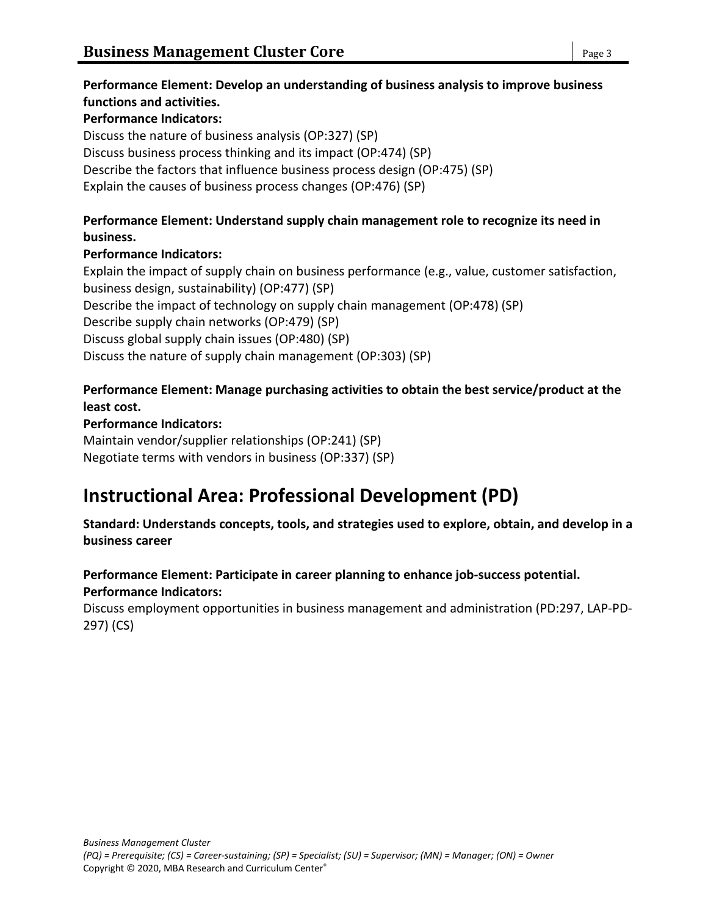**Performance Element: Develop an understanding of business analysis to improve business functions and activities.**
**Performance Indicators:**
Discuss the nature of business analysis (OP:327) (SP)
Discuss business process thinking and its impact (OP:474) (SP)
Describe the factors that influence business process design (OP:475) (SP)
Explain the causes of business process changes (OP:476) (SP)

**Performance Element: Understand supply chain management role to recognize its need in business.**
**Performance Indicators:**
Explain the impact of supply chain on business performance (e.g., value, customer satisfaction, business design, sustainability) (OP:477) (SP)
Describe the impact of technology on supply chain management (OP:478) (SP)
Describe supply chain networks (OP:479) (SP)
Discuss global supply chain issues (OP:480) (SP)
Discuss the nature of supply chain management (OP:303) (SP)

**Performance Element: Manage purchasing activities to obtain the best service/product at the least cost.**
**Performance Indicators:**
Maintain vendor/supplier relationships (OP:241) (SP)
Negotiate terms with vendors in business (OP:337) (SP)

# Instructional Area: Professional Development (PD)

**Standard: Understands concepts, tools, and strategies used to explore, obtain, and develop in a business career**

**Performance Element: Participate in career planning to enhance job-success potential.**
**Performance Indicators:**
Discuss employment opportunities in business management and administration (PD:297, LAP-PD-297) (CS)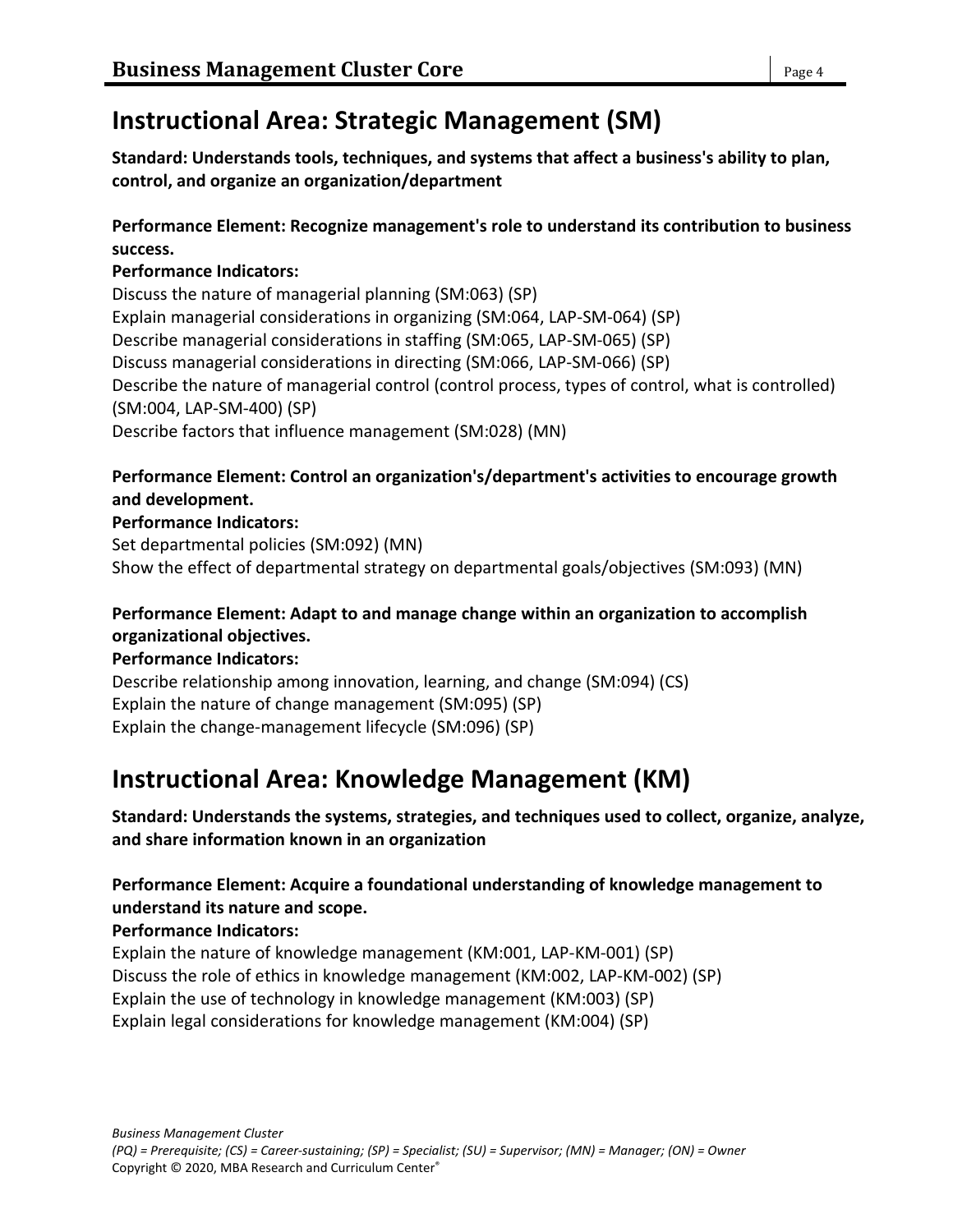## Instructional Area: Strategic Management (SM)

**Standard: Understands tools, techniques, and systems that affect a business's ability to plan, control, and organize an organization/department**

**Performance Element: Recognize management's role to understand its contribution to business success.**

**Performance Indicators:**

Discuss the nature of managerial planning (SM:063) (SP)
Explain managerial considerations in organizing (SM:064, LAP-SM-064) (SP)
Describe managerial considerations in staffing (SM:065, LAP-SM-065) (SP)
Discuss managerial considerations in directing (SM:066, LAP-SM-066) (SP)
Describe the nature of managerial control (control process, types of control, what is controlled) (SM:004, LAP-SM-400) (SP)
Describe factors that influence management (SM:028) (MN)

**Performance Element: Control an organization's/department's activities to encourage growth and development.**

**Performance Indicators:**

Set departmental policies (SM:092) (MN)
Show the effect of departmental strategy on departmental goals/objectives (SM:093) (MN)

**Performance Element: Adapt to and manage change within an organization to accomplish organizational objectives.**

**Performance Indicators:**

Describe relationship among innovation, learning, and change (SM:094) (CS)
Explain the nature of change management (SM:095) (SP)
Explain the change-management lifecycle (SM:096) (SP)

## Instructional Area: Knowledge Management (KM)

**Standard: Understands the systems, strategies, and techniques used to collect, organize, analyze, and share information known in an organization**

**Performance Element: Acquire a foundational understanding of knowledge management to understand its nature and scope.**

**Performance Indicators:**

Explain the nature of knowledge management (KM:001, LAP-KM-001) (SP)
Discuss the role of ethics in knowledge management (KM:002, LAP-KM-002) (SP)
Explain the use of technology in knowledge management (KM:003) (SP)
Explain legal considerations for knowledge management (KM:004) (SP)

*Business Management Cluster*
*(PQ) = Prerequisite; (CS) = Career-sustaining; (SP) = Specialist; (SU) = Supervisor; (MN) = Manager; (ON) = Owner*
Copyright © 2020, MBA Research and Curriculum Center®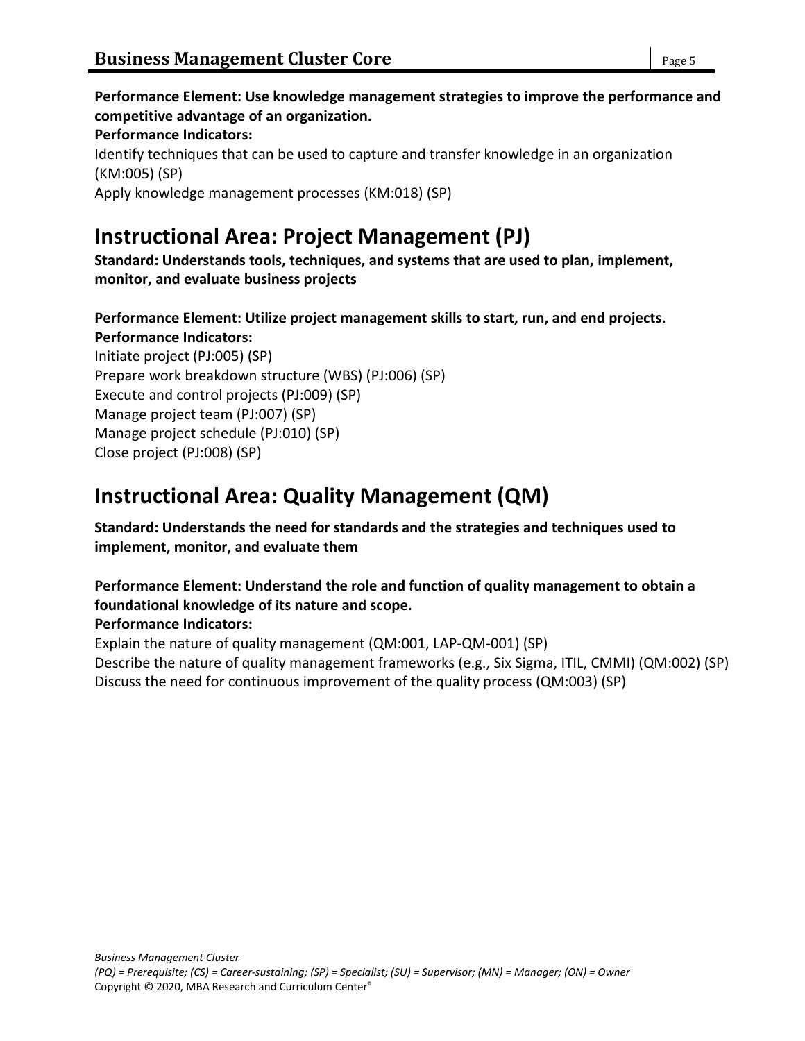**Performance Element: Use knowledge management strategies to improve the performance and competitive advantage of an organization.**
**Performance Indicators:**
Identify techniques that can be used to capture and transfer knowledge in an organization (KM:005) (SP)
Apply knowledge management processes (KM:018) (SP)

## Instructional Area: Project Management (PJ)

**Standard: Understands tools, techniques, and systems that are used to plan, implement, monitor, and evaluate business projects**

**Performance Element: Utilize project management skills to start, run, and end projects.**
**Performance Indicators:**
Initiate project (PJ:005) (SP)
Prepare work breakdown structure (WBS) (PJ:006) (SP)
Execute and control projects (PJ:009) (SP)
Manage project team (PJ:007) (SP)
Manage project schedule (PJ:010) (SP)
Close project (PJ:008) (SP)

## Instructional Area: Quality Management (QM)

**Standard: Understands the need for standards and the strategies and techniques used to implement, monitor, and evaluate them**

**Performance Element: Understand the role and function of quality management to obtain a foundational knowledge of its nature and scope.**
**Performance Indicators:**
Explain the nature of quality management (QM:001, LAP-QM-001) (SP)
Describe the nature of quality management frameworks (e.g., Six Sigma, ITIL, CMMI) (QM:002) (SP)
Discuss the need for continuous improvement of the quality process (QM:003) (SP)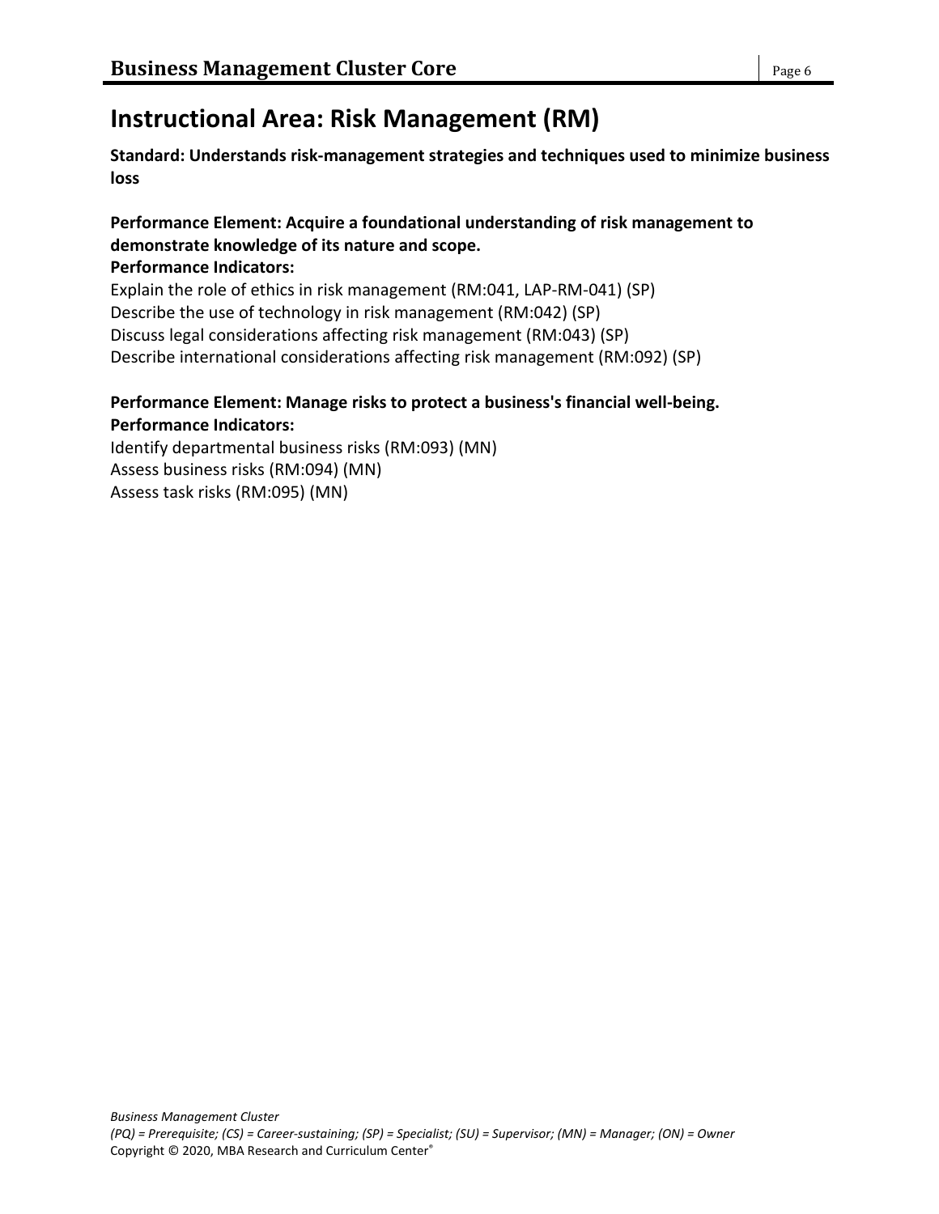# Instructional Area: Risk Management (RM)

**Standard: Understands risk-management strategies and techniques used to minimize business loss**

**Performance Element: Acquire a foundational understanding of risk management to demonstrate knowledge of its nature and scope.**

**Performance Indicators:**

Explain the role of ethics in risk management (RM:041, LAP-RM-041) (SP)
Describe the use of technology in risk management (RM:042) (SP)
Discuss legal considerations affecting risk management (RM:043) (SP)
Describe international considerations affecting risk management (RM:092) (SP)

**Performance Element: Manage risks to protect a business's financial well-being.**

**Performance Indicators:**

Identify departmental business risks (RM:093) (MN)
Assess business risks (RM:094) (MN)
Assess task risks (RM:095) (MN)

*Business Management Cluster*
*(PQ) = Prerequisite; (CS) = Career-sustaining; (SP) = Specialist; (SU) = Supervisor; (MN) = Manager; (ON) = Owner*
Copyright © 2020, MBA Research and Curriculum Center®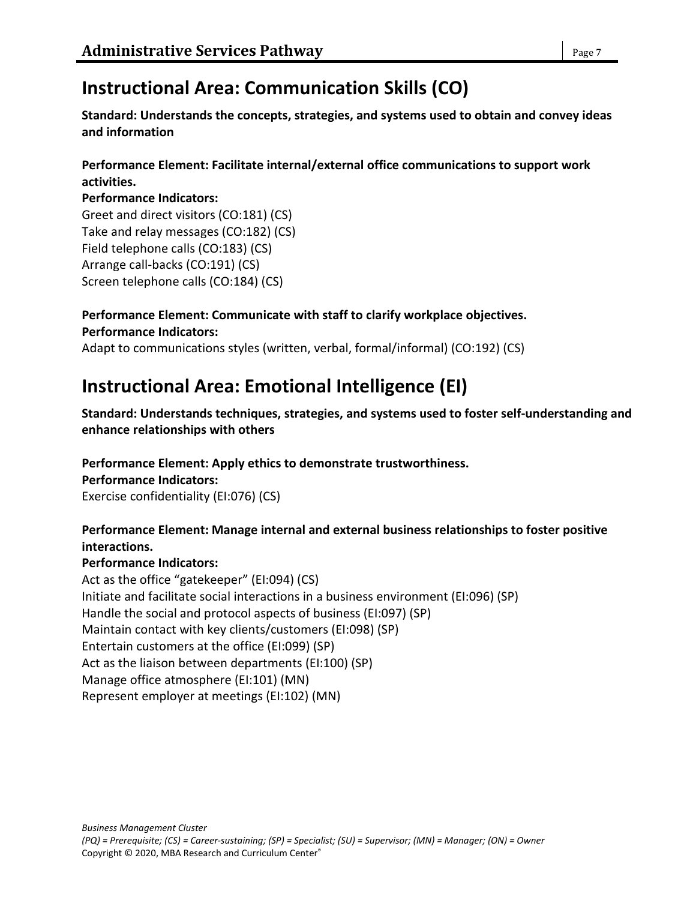## Instructional Area: Communication Skills (CO)

**Standard: Understands the concepts, strategies, and systems used to obtain and convey ideas and information**

**Performance Element: Facilitate internal/external office communications to support work activities.**

**Performance Indicators:**

Greet and direct visitors (CO:181) (CS)
Take and relay messages (CO:182) (CS)
Field telephone calls (CO:183) (CS)
Arrange call-backs (CO:191) (CS)
Screen telephone calls (CO:184) (CS)

**Performance Element: Communicate with staff to clarify workplace objectives.**

**Performance Indicators:**

Adapt to communications styles (written, verbal, formal/informal) (CO:192) (CS)

## Instructional Area: Emotional Intelligence (EI)

**Standard: Understands techniques, strategies, and systems used to foster self-understanding and enhance relationships with others**

**Performance Element: Apply ethics to demonstrate trustworthiness.**

**Performance Indicators:**

Exercise confidentiality (EI:076) (CS)

**Performance Element: Manage internal and external business relationships to foster positive interactions.**

**Performance Indicators:**

Act as the office "gatekeeper" (EI:094) (CS)
Initiate and facilitate social interactions in a business environment (EI:096) (SP)
Handle the social and protocol aspects of business (EI:097) (SP)
Maintain contact with key clients/customers (EI:098) (SP)
Entertain customers at the office (EI:099) (SP)
Act as the liaison between departments (EI:100) (SP)
Manage office atmosphere (EI:101) (MN)
Represent employer at meetings (EI:102) (MN)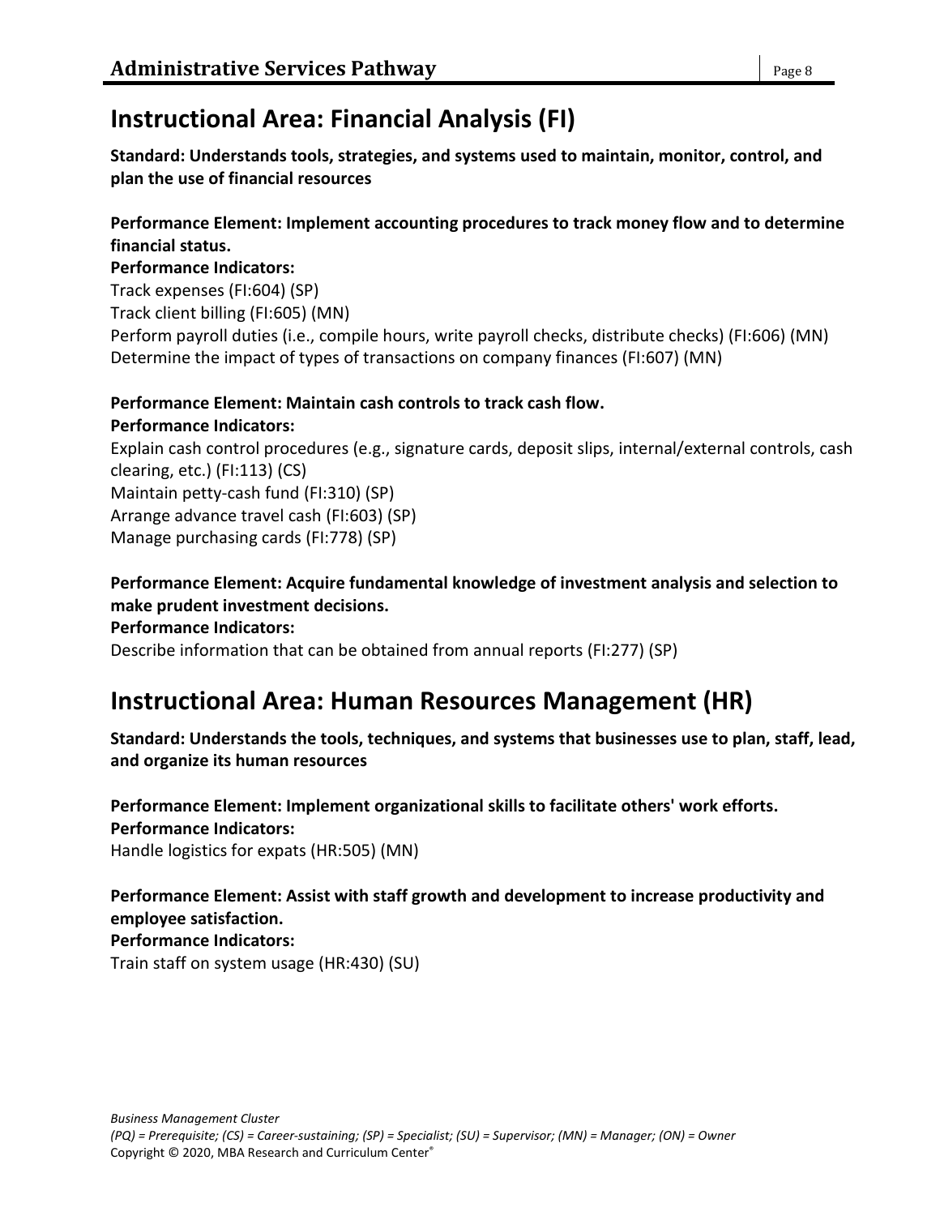## Instructional Area: Financial Analysis (FI)

**Standard: Understands tools, strategies, and systems used to maintain, monitor, control, and plan the use of financial resources**

**Performance Element: Implement accounting procedures to track money flow and to determine financial status.**
**Performance Indicators:**
Track expenses (FI:604) (SP)
Track client billing (FI:605) (MN)
Perform payroll duties (i.e., compile hours, write payroll checks, distribute checks) (FI:606) (MN)
Determine the impact of types of transactions on company finances (FI:607) (MN)

**Performance Element: Maintain cash controls to track cash flow.**
**Performance Indicators:**
Explain cash control procedures (e.g., signature cards, deposit slips, internal/external controls, cash clearing, etc.) (FI:113) (CS)
Maintain petty-cash fund (FI:310) (SP)
Arrange advance travel cash (FI:603) (SP)
Manage purchasing cards (FI:778) (SP)

**Performance Element: Acquire fundamental knowledge of investment analysis and selection to make prudent investment decisions.**
**Performance Indicators:**
Describe information that can be obtained from annual reports (FI:277) (SP)

## Instructional Area: Human Resources Management (HR)

**Standard: Understands the tools, techniques, and systems that businesses use to plan, staff, lead, and organize its human resources**

**Performance Element: Implement organizational skills to facilitate others' work efforts.**
**Performance Indicators:**
Handle logistics for expats (HR:505) (MN)

**Performance Element: Assist with staff growth and development to increase productivity and employee satisfaction.**
**Performance Indicators:**
Train staff on system usage (HR:430) (SU)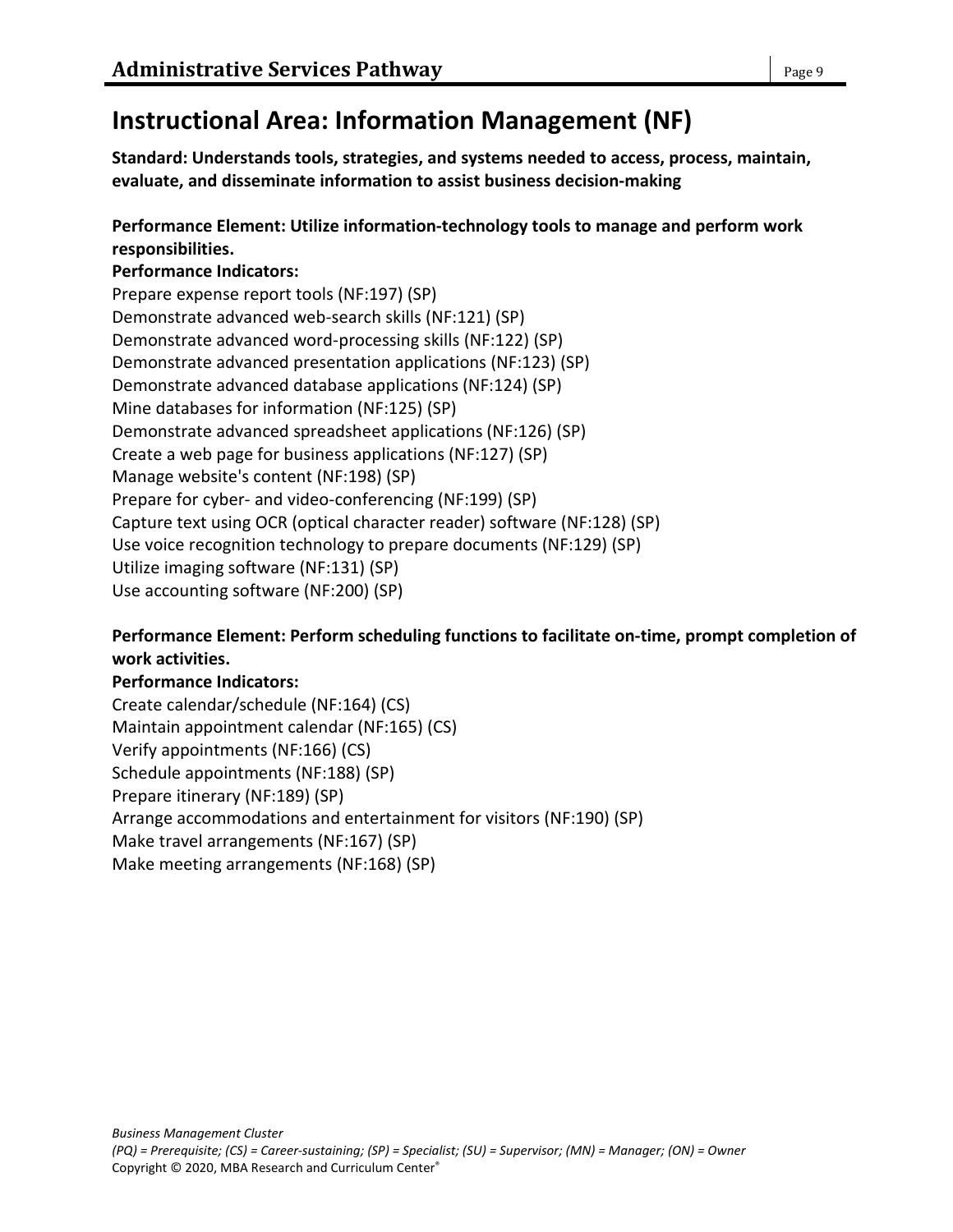# Instructional Area: Information Management (NF)

**Standard: Understands tools, strategies, and systems needed to access, process, maintain, evaluate, and disseminate information to assist business decision-making**

**Performance Element: Utilize information-technology tools to manage and perform work responsibilities.**

**Performance Indicators:**

Prepare expense report tools (NF:197) (SP)
Demonstrate advanced web-search skills (NF:121) (SP)
Demonstrate advanced word-processing skills (NF:122) (SP)
Demonstrate advanced presentation applications (NF:123) (SP)
Demonstrate advanced database applications (NF:124) (SP)
Mine databases for information (NF:125) (SP)
Demonstrate advanced spreadsheet applications (NF:126) (SP)
Create a web page for business applications (NF:127) (SP)
Manage website's content (NF:198) (SP)
Prepare for cyber- and video-conferencing (NF:199) (SP)
Capture text using OCR (optical character reader) software (NF:128) (SP)
Use voice recognition technology to prepare documents (NF:129) (SP)
Utilize imaging software (NF:131) (SP)
Use accounting software (NF:200) (SP)

**Performance Element: Perform scheduling functions to facilitate on-time, prompt completion of work activities.**

**Performance Indicators:**

Create calendar/schedule (NF:164) (CS)
Maintain appointment calendar (NF:165) (CS)
Verify appointments (NF:166) (CS)
Schedule appointments (NF:188) (SP)
Prepare itinerary (NF:189) (SP)
Arrange accommodations and entertainment for visitors (NF:190) (SP)
Make travel arrangements (NF:167) (SP)
Make meeting arrangements (NF:168) (SP)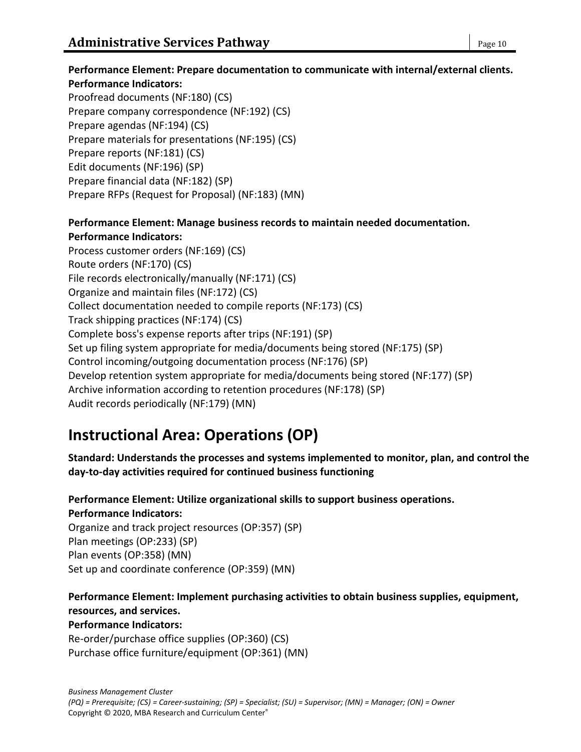**Performance Element: Prepare documentation to communicate with internal/external clients.**
**Performance Indicators:**
Proofread documents (NF:180) (CS)
Prepare company correspondence (NF:192) (CS)
Prepare agendas (NF:194) (CS)
Prepare materials for presentations (NF:195) (CS)
Prepare reports (NF:181) (CS)
Edit documents (NF:196) (SP)
Prepare financial data (NF:182) (SP)
Prepare RFPs (Request for Proposal) (NF:183) (MN)

**Performance Element: Manage business records to maintain needed documentation.**
**Performance Indicators:**
Process customer orders (NF:169) (CS)
Route orders (NF:170) (CS)
File records electronically/manually (NF:171) (CS)
Organize and maintain files (NF:172) (CS)
Collect documentation needed to compile reports (NF:173) (CS)
Track shipping practices (NF:174) (CS)
Complete boss's expense reports after trips (NF:191) (SP)
Set up filing system appropriate for media/documents being stored (NF:175) (SP)
Control incoming/outgoing documentation process (NF:176) (SP)
Develop retention system appropriate for media/documents being stored (NF:177) (SP)
Archive information according to retention procedures (NF:178) (SP)
Audit records periodically (NF:179) (MN)

# Instructional Area: Operations (OP)

**Standard: Understands the processes and systems implemented to monitor, plan, and control the day-to-day activities required for continued business functioning**

**Performance Element: Utilize organizational skills to support business operations.**
**Performance Indicators:**
Organize and track project resources (OP:357) (SP)
Plan meetings (OP:233) (SP)
Plan events (OP:358) (MN)
Set up and coordinate conference (OP:359) (MN)

**Performance Element: Implement purchasing activities to obtain business supplies, equipment, resources, and services.**
**Performance Indicators:**
Re-order/purchase office supplies (OP:360) (CS)
Purchase office furniture/equipment (OP:361) (MN)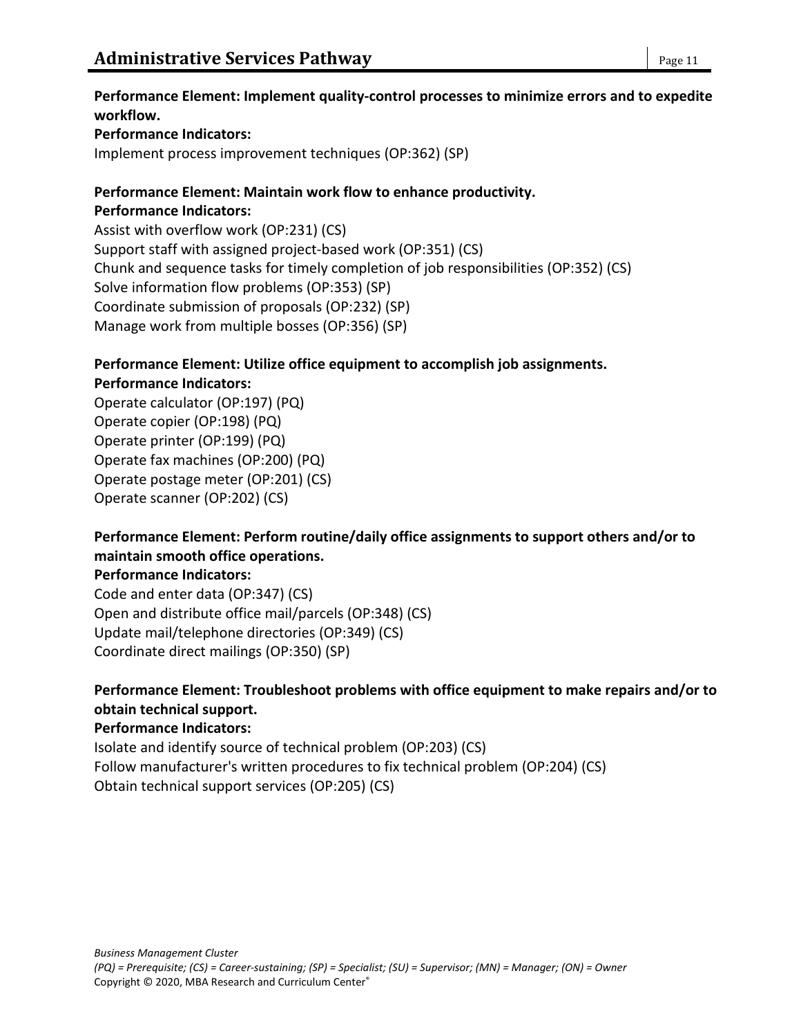**Performance Element: Implement quality-control processes to minimize errors and to expedite workflow.**
**Performance Indicators:**
Implement process improvement techniques (OP:362) (SP)

**Performance Element: Maintain work flow to enhance productivity.**
**Performance Indicators:**
Assist with overflow work (OP:231) (CS)
Support staff with assigned project-based work (OP:351) (CS)
Chunk and sequence tasks for timely completion of job responsibilities (OP:352) (CS)
Solve information flow problems (OP:353) (SP)
Coordinate submission of proposals (OP:232) (SP)
Manage work from multiple bosses (OP:356) (SP)

**Performance Element: Utilize office equipment to accomplish job assignments.**
**Performance Indicators:**
Operate calculator (OP:197) (PQ)
Operate copier (OP:198) (PQ)
Operate printer (OP:199) (PQ)
Operate fax machines (OP:200) (PQ)
Operate postage meter (OP:201) (CS)
Operate scanner (OP:202) (CS)

**Performance Element: Perform routine/daily office assignments to support others and/or to maintain smooth office operations.**
**Performance Indicators:**
Code and enter data (OP:347) (CS)
Open and distribute office mail/parcels (OP:348) (CS)
Update mail/telephone directories (OP:349) (CS)
Coordinate direct mailings (OP:350) (SP)

**Performance Element: Troubleshoot problems with office equipment to make repairs and/or to obtain technical support.**
**Performance Indicators:**
Isolate and identify source of technical problem (OP:203) (CS)
Follow manufacturer's written procedures to fix technical problem (OP:204) (CS)
Obtain technical support services (OP:205) (CS)

*Business Management Cluster*
*(PQ) = Prerequisite; (CS) = Career-sustaining; (SP) = Specialist; (SU) = Supervisor; (MN) = Manager; (ON) = Owner*
Copyright © 2020, MBA Research and Curriculum Center®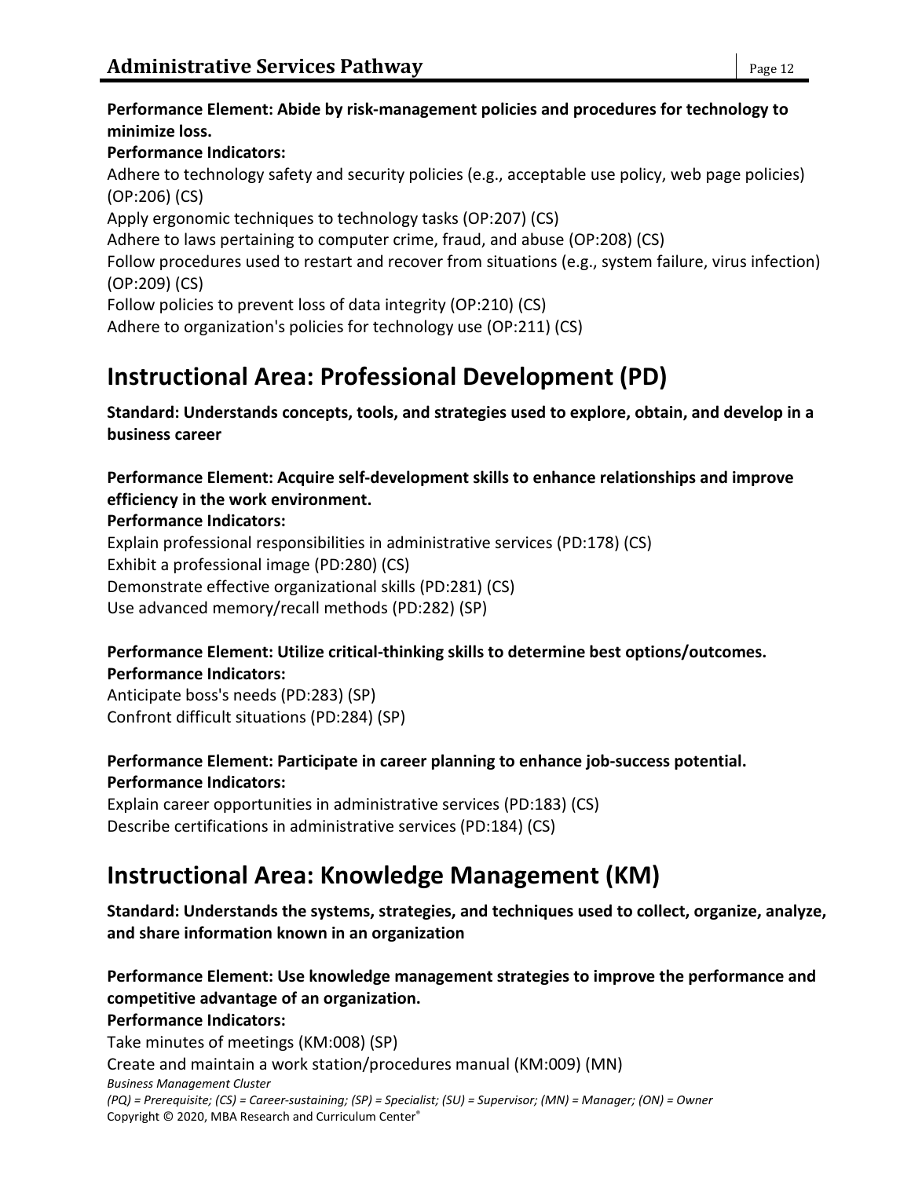**Performance Element: Abide by risk-management policies and procedures for technology to minimize loss.**

**Performance Indicators:**

Adhere to technology safety and security policies (e.g., acceptable use policy, web page policies) (OP:206) (CS)

Apply ergonomic techniques to technology tasks (OP:207) (CS)

Adhere to laws pertaining to computer crime, fraud, and abuse (OP:208) (CS)

Follow procedures used to restart and recover from situations (e.g., system failure, virus infection) (OP:209) (CS)

Follow policies to prevent loss of data integrity (OP:210) (CS)

Adhere to organization's policies for technology use (OP:211) (CS)

# Instructional Area: Professional Development (PD)

**Standard: Understands concepts, tools, and strategies used to explore, obtain, and develop in a business career**

**Performance Element: Acquire self-development skills to enhance relationships and improve efficiency in the work environment.**

**Performance Indicators:**

Explain professional responsibilities in administrative services (PD:178) (CS)

Exhibit a professional image (PD:280) (CS)

Demonstrate effective organizational skills (PD:281) (CS)

Use advanced memory/recall methods (PD:282) (SP)

**Performance Element: Utilize critical-thinking skills to determine best options/outcomes.**

**Performance Indicators:**

Anticipate boss's needs (PD:283) (SP)

Confront difficult situations (PD:284) (SP)

**Performance Element: Participate in career planning to enhance job-success potential.**

**Performance Indicators:**

Explain career opportunities in administrative services (PD:183) (CS)

Describe certifications in administrative services (PD:184) (CS)

# Instructional Area: Knowledge Management (KM)

**Standard: Understands the systems, strategies, and techniques used to collect, organize, analyze, and share information known in an organization**

**Performance Element: Use knowledge management strategies to improve the performance and competitive advantage of an organization.**

**Performance Indicators:**

Take minutes of meetings (KM:008) (SP)

Create and maintain a work station/procedures manual (KM:009) (MN)

*(PQ) = Prerequisite; (CS) = Career-sustaining; (SP) = Specialist; (SU) = Supervisor; (MN) = Manager; (ON) = Owner*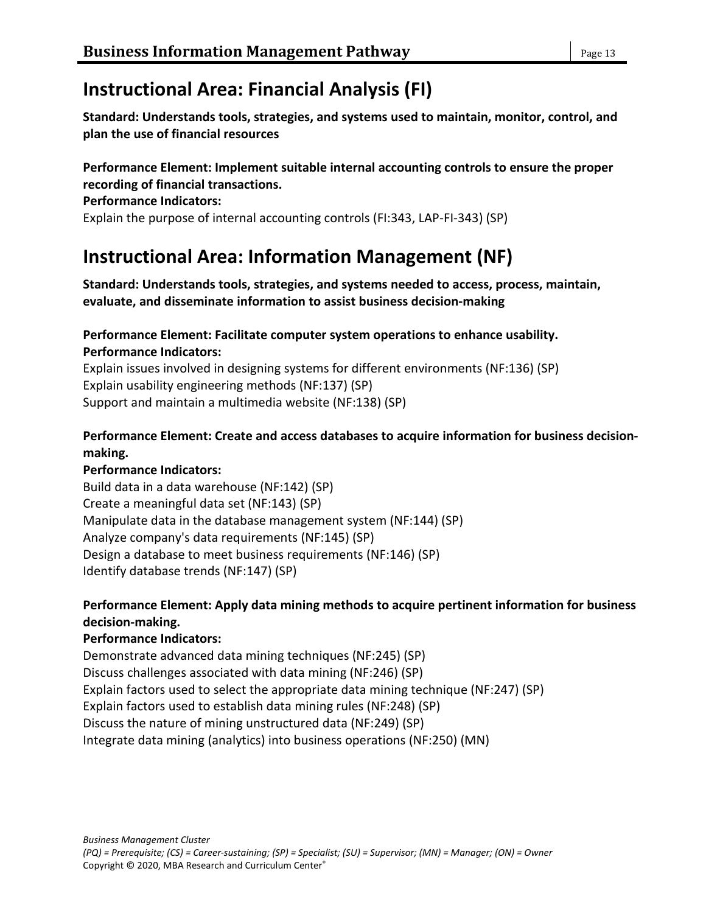## Instructional Area: Financial Analysis (FI)

**Standard: Understands tools, strategies, and systems used to maintain, monitor, control, and plan the use of financial resources**

**Performance Element: Implement suitable internal accounting controls to ensure the proper recording of financial transactions.**
**Performance Indicators:**
Explain the purpose of internal accounting controls (FI:343, LAP-FI-343) (SP)

## Instructional Area: Information Management (NF)

**Standard: Understands tools, strategies, and systems needed to access, process, maintain, evaluate, and disseminate information to assist business decision-making**

**Performance Element: Facilitate computer system operations to enhance usability.**
**Performance Indicators:**
Explain issues involved in designing systems for different environments (NF:136) (SP)
Explain usability engineering methods (NF:137) (SP)
Support and maintain a multimedia website (NF:138) (SP)

**Performance Element: Create and access databases to acquire information for business decision-making.**
**Performance Indicators:**
Build data in a data warehouse (NF:142) (SP)
Create a meaningful data set (NF:143) (SP)
Manipulate data in the database management system (NF:144) (SP)
Analyze company's data requirements (NF:145) (SP)
Design a database to meet business requirements (NF:146) (SP)
Identify database trends (NF:147) (SP)

**Performance Element: Apply data mining methods to acquire pertinent information for business decision-making.**
**Performance Indicators:**
Demonstrate advanced data mining techniques (NF:245) (SP)
Discuss challenges associated with data mining (NF:246) (SP)
Explain factors used to select the appropriate data mining technique (NF:247) (SP)
Explain factors used to establish data mining rules (NF:248) (SP)
Discuss the nature of mining unstructured data (NF:249) (SP)
Integrate data mining (analytics) into business operations (NF:250) (MN)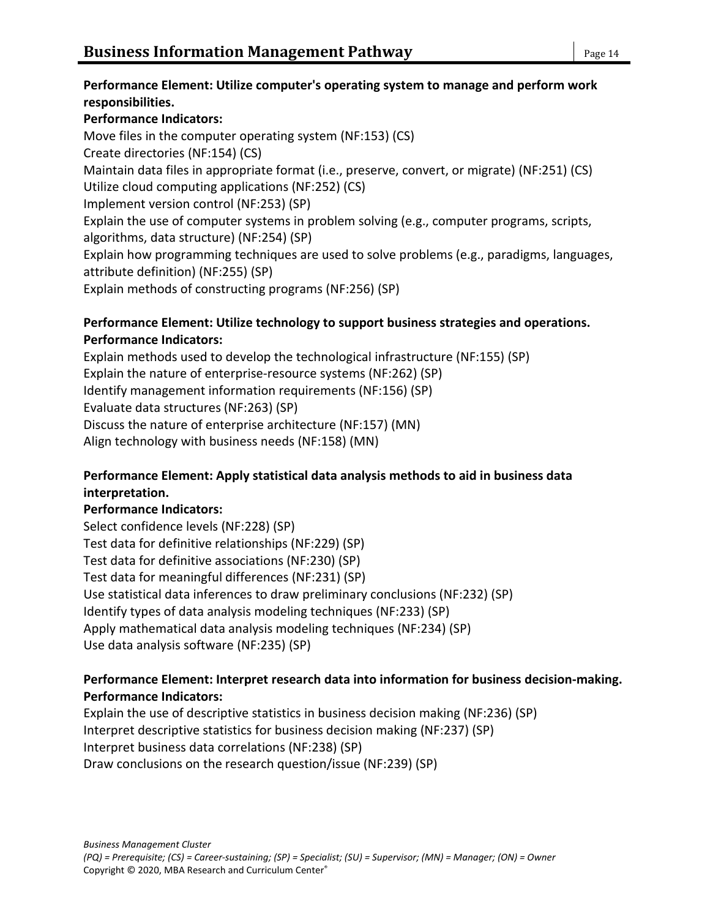**Performance Element: Utilize computer's operating system to manage and perform work responsibilities.**

**Performance Indicators:**

Move files in the computer operating system (NF:153) (CS)
Create directories (NF:154) (CS)
Maintain data files in appropriate format (i.e., preserve, convert, or migrate) (NF:251) (CS)
Utilize cloud computing applications (NF:252) (CS)
Implement version control (NF:253) (SP)
Explain the use of computer systems in problem solving (e.g., computer programs, scripts, algorithms, data structure) (NF:254) (SP)
Explain how programming techniques are used to solve problems (e.g., paradigms, languages, attribute definition) (NF:255) (SP)
Explain methods of constructing programs (NF:256) (SP)

**Performance Element: Utilize technology to support business strategies and operations.**

**Performance Indicators:**

Explain methods used to develop the technological infrastructure (NF:155) (SP)
Explain the nature of enterprise-resource systems (NF:262) (SP)
Identify management information requirements (NF:156) (SP)
Evaluate data structures (NF:263) (SP)
Discuss the nature of enterprise architecture (NF:157) (MN)
Align technology with business needs (NF:158) (MN)

**Performance Element: Apply statistical data analysis methods to aid in business data interpretation.**

**Performance Indicators:**

Select confidence levels (NF:228) (SP)
Test data for definitive relationships (NF:229) (SP)
Test data for definitive associations (NF:230) (SP)
Test data for meaningful differences (NF:231) (SP)
Use statistical data inferences to draw preliminary conclusions (NF:232) (SP)
Identify types of data analysis modeling techniques (NF:233) (SP)
Apply mathematical data analysis modeling techniques (NF:234) (SP)
Use data analysis software (NF:235) (SP)

**Performance Element: Interpret research data into information for business decision-making.**

**Performance Indicators:**

Explain the use of descriptive statistics in business decision making (NF:236) (SP)
Interpret descriptive statistics for business decision making (NF:237) (SP)
Interpret business data correlations (NF:238) (SP)
Draw conclusions on the research question/issue (NF:239) (SP)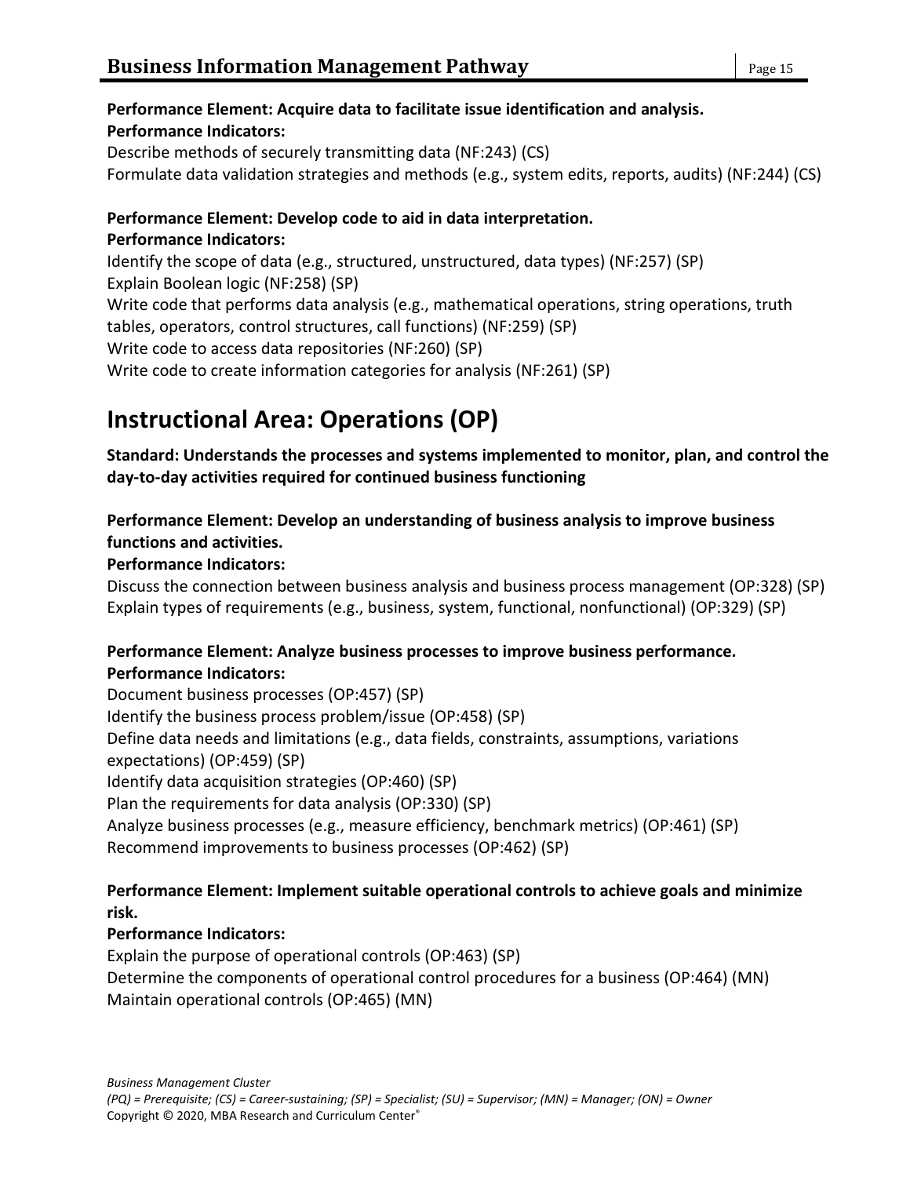**Performance Element: Acquire data to facilitate issue identification and analysis.**
**Performance Indicators:**

Describe methods of securely transmitting data (NF:243) (CS)
Formulate data validation strategies and methods (e.g., system edits, reports, audits) (NF:244) (CS)

**Performance Element: Develop code to aid in data interpretation.**
**Performance Indicators:**

Identify the scope of data (e.g., structured, unstructured, data types) (NF:257) (SP)
Explain Boolean logic (NF:258) (SP)
Write code that performs data analysis (e.g., mathematical operations, string operations, truth tables, operators, control structures, call functions) (NF:259) (SP)
Write code to access data repositories (NF:260) (SP)
Write code to create information categories for analysis (NF:261) (SP)

# Instructional Area: Operations (OP)

**Standard: Understands the processes and systems implemented to monitor, plan, and control the day-to-day activities required for continued business functioning**

**Performance Element: Develop an understanding of business analysis to improve business functions and activities.**
**Performance Indicators:**

Discuss the connection between business analysis and business process management (OP:328) (SP)
Explain types of requirements (e.g., business, system, functional, nonfunctional) (OP:329) (SP)

**Performance Element: Analyze business processes to improve business performance.**
**Performance Indicators:**

Document business processes (OP:457) (SP)
Identify the business process problem/issue (OP:458) (SP)
Define data needs and limitations (e.g., data fields, constraints, assumptions, variations expectations) (OP:459) (SP)
Identify data acquisition strategies (OP:460) (SP)
Plan the requirements for data analysis (OP:330) (SP)
Analyze business processes (e.g., measure efficiency, benchmark metrics) (OP:461) (SP)
Recommend improvements to business processes (OP:462) (SP)

**Performance Element: Implement suitable operational controls to achieve goals and minimize risk.**
**Performance Indicators:**

Explain the purpose of operational controls (OP:463) (SP)
Determine the components of operational control procedures for a business (OP:464) (MN)
Maintain operational controls (OP:465) (MN)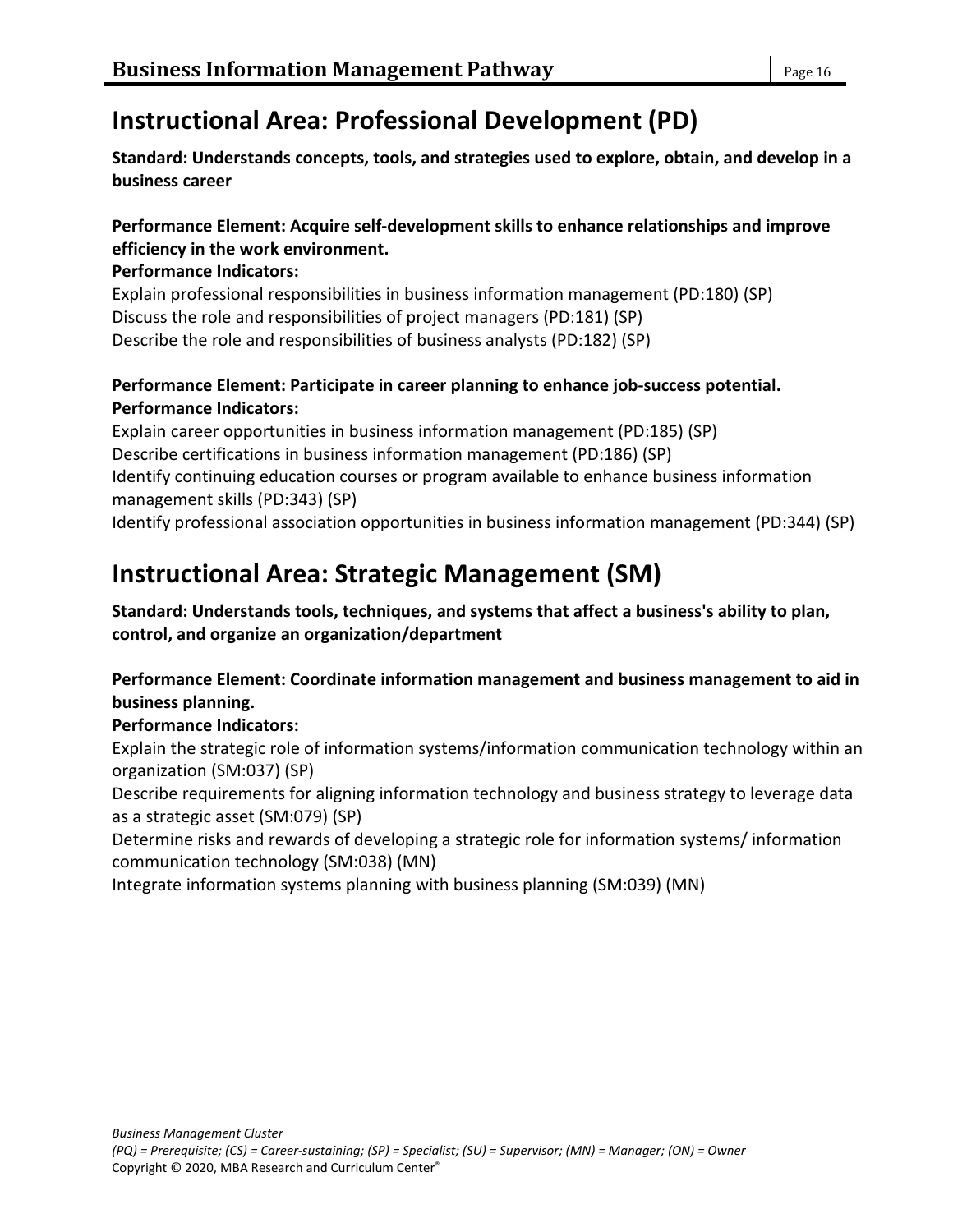## Instructional Area: Professional Development (PD)

**Standard: Understands concepts, tools, and strategies used to explore, obtain, and develop in a business career**

**Performance Element: Acquire self-development skills to enhance relationships and improve efficiency in the work environment.**

**Performance Indicators:**

Explain professional responsibilities in business information management (PD:180) (SP)
Discuss the role and responsibilities of project managers (PD:181) (SP)
Describe the role and responsibilities of business analysts (PD:182) (SP)

**Performance Element: Participate in career planning to enhance job-success potential.**

**Performance Indicators:**

Explain career opportunities in business information management (PD:185) (SP)
Describe certifications in business information management (PD:186) (SP)
Identify continuing education courses or program available to enhance business information management skills (PD:343) (SP)
Identify professional association opportunities in business information management (PD:344) (SP)

## Instructional Area: Strategic Management (SM)

**Standard: Understands tools, techniques, and systems that affect a business's ability to plan, control, and organize an organization/department**

**Performance Element: Coordinate information management and business management to aid in business planning.**

**Performance Indicators:**

Explain the strategic role of information systems/information communication technology within an organization (SM:037) (SP)
Describe requirements for aligning information technology and business strategy to leverage data as a strategic asset (SM:079) (SP)
Determine risks and rewards of developing a strategic role for information systems/ information communication technology (SM:038) (MN)
Integrate information systems planning with business planning (SM:039) (MN)

*Business Management Cluster*
*(PQ) = Prerequisite; (CS) = Career-sustaining; (SP) = Specialist; (SU) = Supervisor; (MN) = Manager; (ON) = Owner*
Copyright © 2020, MBA Research and Curriculum Center®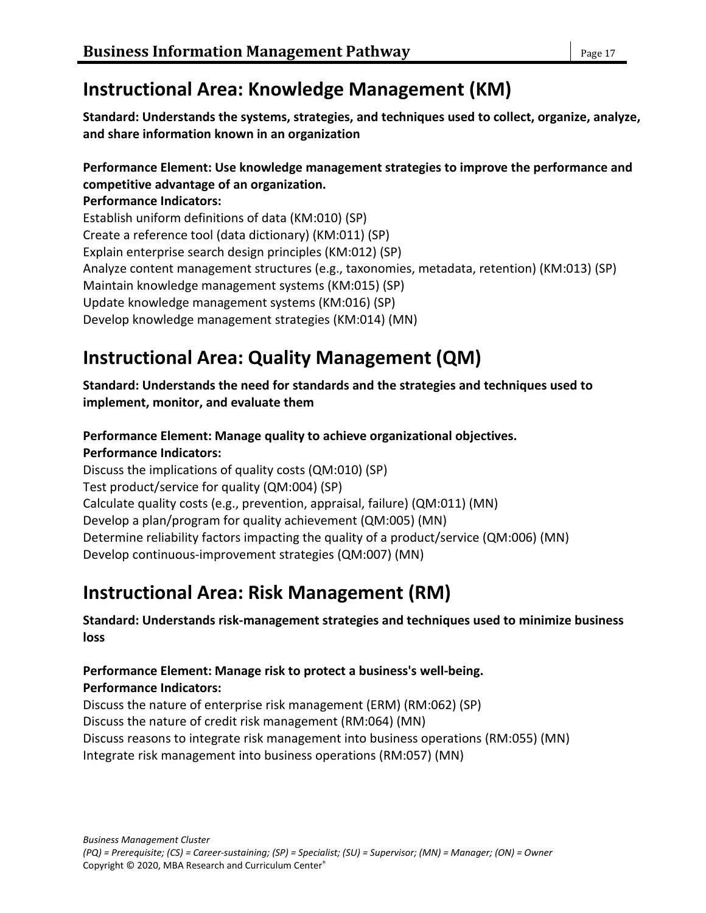## Instructional Area: Knowledge Management (KM)

**Standard: Understands the systems, strategies, and techniques used to collect, organize, analyze, and share information known in an organization**

**Performance Element: Use knowledge management strategies to improve the performance and competitive advantage of an organization.**
**Performance Indicators:**
Establish uniform definitions of data (KM:010) (SP)
Create a reference tool (data dictionary) (KM:011) (SP)
Explain enterprise search design principles (KM:012) (SP)
Analyze content management structures (e.g., taxonomies, metadata, retention) (KM:013) (SP)
Maintain knowledge management systems (KM:015) (SP)
Update knowledge management systems (KM:016) (SP)
Develop knowledge management strategies (KM:014) (MN)

## Instructional Area: Quality Management (QM)

**Standard: Understands the need for standards and the strategies and techniques used to implement, monitor, and evaluate them**

**Performance Element: Manage quality to achieve organizational objectives.**
**Performance Indicators:**
Discuss the implications of quality costs (QM:010) (SP)
Test product/service for quality (QM:004) (SP)
Calculate quality costs (e.g., prevention, appraisal, failure) (QM:011) (MN)
Develop a plan/program for quality achievement (QM:005) (MN)
Determine reliability factors impacting the quality of a product/service (QM:006) (MN)
Develop continuous-improvement strategies (QM:007) (MN)

## Instructional Area: Risk Management (RM)

**Standard: Understands risk-management strategies and techniques used to minimize business loss**

**Performance Element: Manage risk to protect a business's well-being.**
**Performance Indicators:**
Discuss the nature of enterprise risk management (ERM) (RM:062) (SP)
Discuss the nature of credit risk management (RM:064) (MN)
Discuss reasons to integrate risk management into business operations (RM:055) (MN)
Integrate risk management into business operations (RM:057) (MN)

*Business Management Cluster*
*(PQ) = Prerequisite; (CS) = Career-sustaining; (SP) = Specialist; (SU) = Supervisor; (MN) = Manager; (ON) = Owner*
Copyright © 2020, MBA Research and Curriculum Center®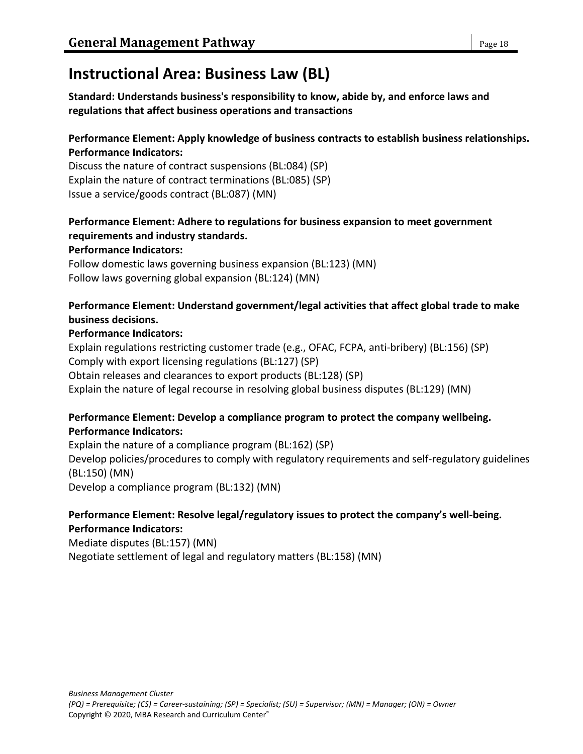# Instructional Area: Business Law (BL)

**Standard: Understands business's responsibility to know, abide by, and enforce laws and regulations that affect business operations and transactions**

**Performance Element: Apply knowledge of business contracts to establish business relationships.**
**Performance Indicators:**
Discuss the nature of contract suspensions (BL:084) (SP)
Explain the nature of contract terminations (BL:085) (SP)
Issue a service/goods contract (BL:087) (MN)

**Performance Element: Adhere to regulations for business expansion to meet government requirements and industry standards.**
**Performance Indicators:**
Follow domestic laws governing business expansion (BL:123) (MN)
Follow laws governing global expansion (BL:124) (MN)

**Performance Element: Understand government/legal activities that affect global trade to make business decisions.**
**Performance Indicators:**
Explain regulations restricting customer trade (e.g., OFAC, FCPA, anti-bribery) (BL:156) (SP)
Comply with export licensing regulations (BL:127) (SP)
Obtain releases and clearances to export products (BL:128) (SP)
Explain the nature of legal recourse in resolving global business disputes (BL:129) (MN)

**Performance Element: Develop a compliance program to protect the company wellbeing.**
**Performance Indicators:**
Explain the nature of a compliance program (BL:162) (SP)
Develop policies/procedures to comply with regulatory requirements and self-regulatory guidelines (BL:150) (MN)
Develop a compliance program (BL:132) (MN)

**Performance Element: Resolve legal/regulatory issues to protect the company's well-being.**
**Performance Indicators:**
Mediate disputes (BL:157) (MN)
Negotiate settlement of legal and regulatory matters (BL:158) (MN)

*Business Management Cluster*
*(PQ) = Prerequisite; (CS) = Career-sustaining; (SP) = Specialist; (SU) = Supervisor; (MN) = Manager; (ON) = Owner*
Copyright © 2020, MBA Research and Curriculum Center®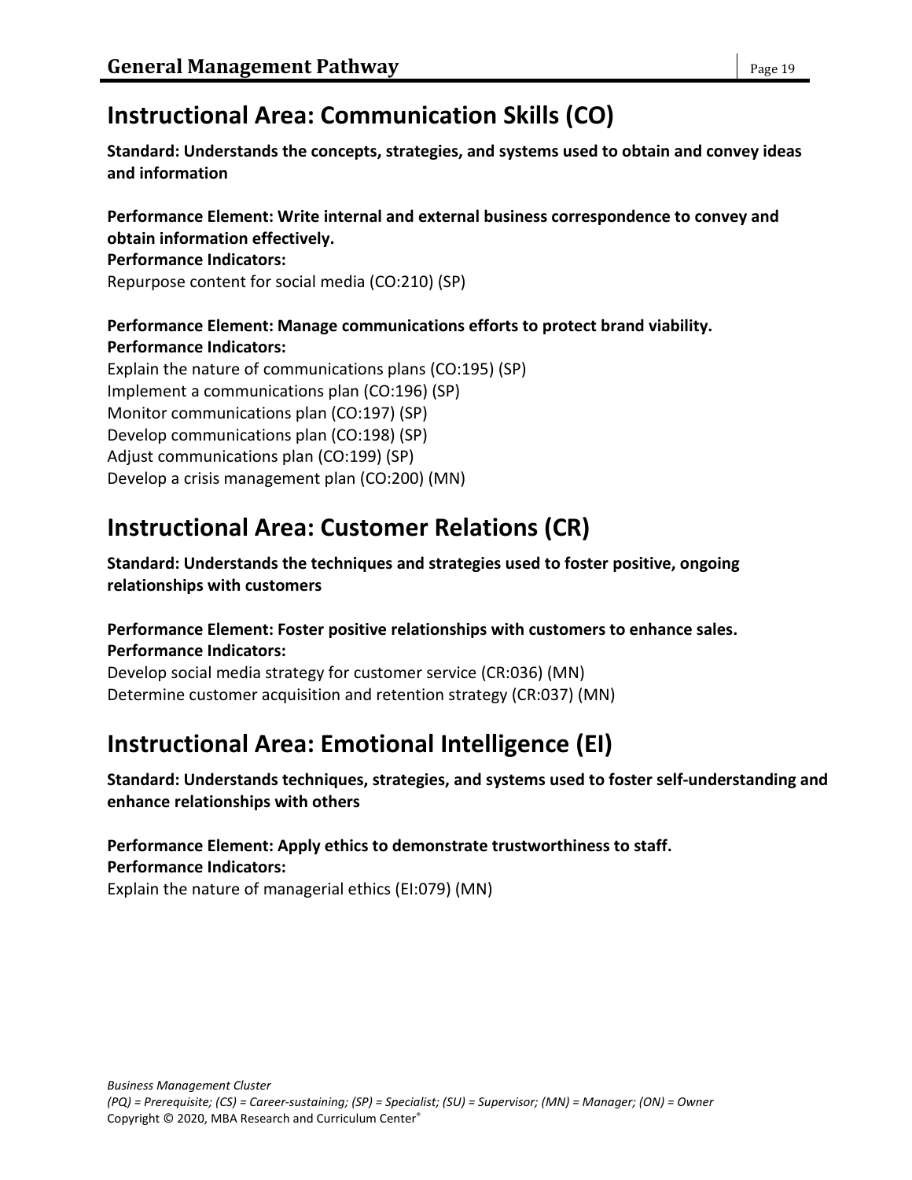## Instructional Area: Communication Skills (CO)

**Standard: Understands the concepts, strategies, and systems used to obtain and convey ideas and information**

**Performance Element: Write internal and external business correspondence to convey and obtain information effectively.**
**Performance Indicators:**
Repurpose content for social media (CO:210) (SP)

**Performance Element: Manage communications efforts to protect brand viability.**
**Performance Indicators:**
Explain the nature of communications plans (CO:195) (SP)
Implement a communications plan (CO:196) (SP)
Monitor communications plan (CO:197) (SP)
Develop communications plan (CO:198) (SP)
Adjust communications plan (CO:199) (SP)
Develop a crisis management plan (CO:200) (MN)

## Instructional Area: Customer Relations (CR)

**Standard: Understands the techniques and strategies used to foster positive, ongoing relationships with customers**

**Performance Element: Foster positive relationships with customers to enhance sales.**
**Performance Indicators:**
Develop social media strategy for customer service (CR:036) (MN)
Determine customer acquisition and retention strategy (CR:037) (MN)

## Instructional Area: Emotional Intelligence (EI)

**Standard: Understands techniques, strategies, and systems used to foster self-understanding and enhance relationships with others**

**Performance Element: Apply ethics to demonstrate trustworthiness to staff.**
**Performance Indicators:**
Explain the nature of managerial ethics (EI:079) (MN)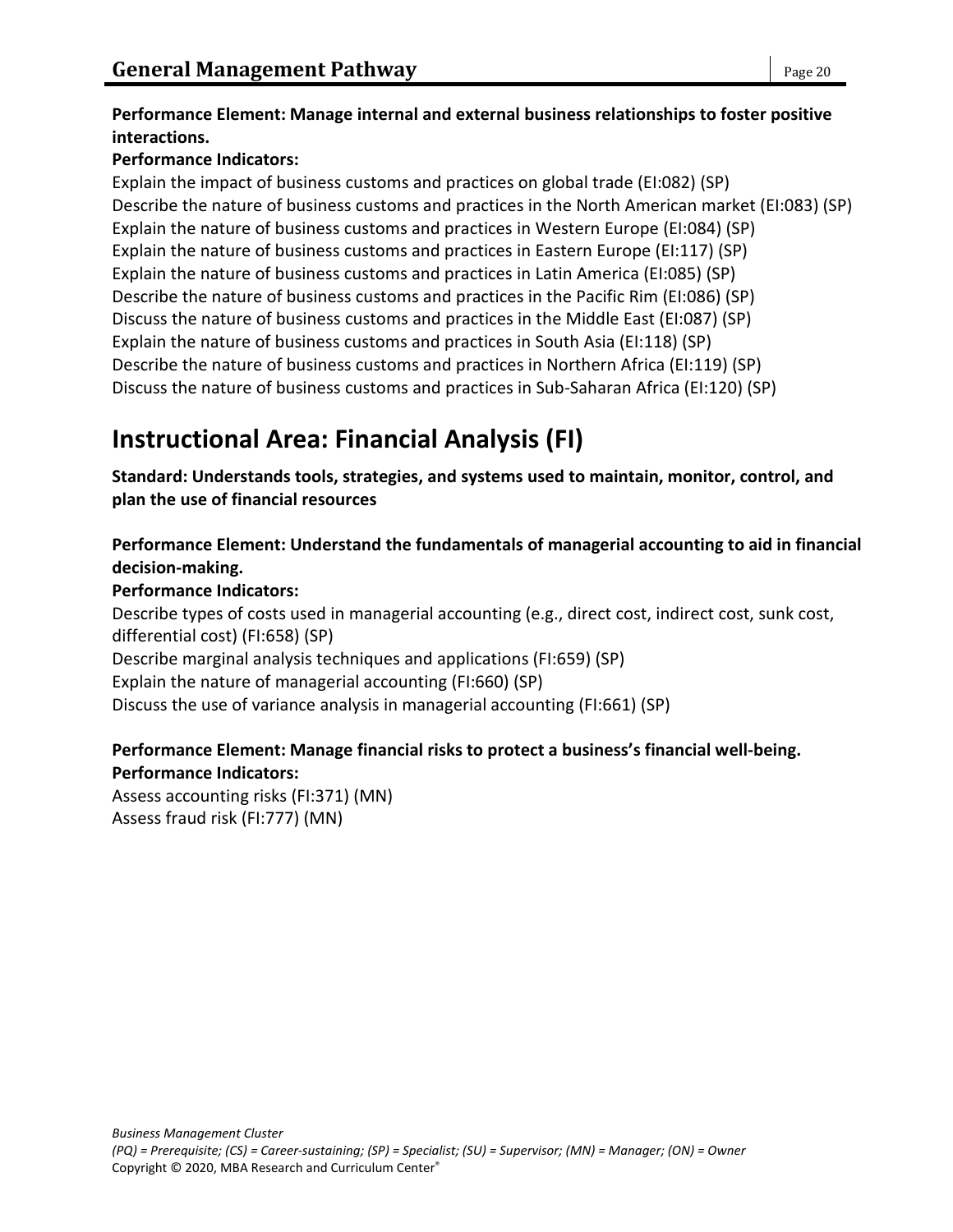**Performance Element: Manage internal and external business relationships to foster positive interactions.**

**Performance Indicators:**

Explain the impact of business customs and practices on global trade (EI:082) (SP)
Describe the nature of business customs and practices in the North American market (EI:083) (SP)
Explain the nature of business customs and practices in Western Europe (EI:084) (SP)
Explain the nature of business customs and practices in Eastern Europe (EI:117) (SP)
Explain the nature of business customs and practices in Latin America (EI:085) (SP)
Describe the nature of business customs and practices in the Pacific Rim (EI:086) (SP)
Discuss the nature of business customs and practices in the Middle East (EI:087) (SP)
Explain the nature of business customs and practices in South Asia (EI:118) (SP)
Describe the nature of business customs and practices in Northern Africa (EI:119) (SP)
Discuss the nature of business customs and practices in Sub-Saharan Africa (EI:120) (SP)

# Instructional Area: Financial Analysis (FI)

**Standard: Understands tools, strategies, and systems used to maintain, monitor, control, and plan the use of financial resources**

**Performance Element: Understand the fundamentals of managerial accounting to aid in financial decision-making.**

**Performance Indicators:**

Describe types of costs used in managerial accounting (e.g., direct cost, indirect cost, sunk cost, differential cost) (FI:658) (SP)
Describe marginal analysis techniques and applications (FI:659) (SP)
Explain the nature of managerial accounting (FI:660) (SP)
Discuss the use of variance analysis in managerial accounting (FI:661) (SP)

**Performance Element: Manage financial risks to protect a business's financial well-being.**

**Performance Indicators:**

Assess accounting risks (FI:371) (MN)
Assess fraud risk (FI:777) (MN)

*Business Management Cluster*
*(PQ) = Prerequisite; (CS) = Career-sustaining; (SP) = Specialist; (SU) = Supervisor; (MN) = Manager; (ON) = Owner*
Copyright © 2020, MBA Research and Curriculum Center®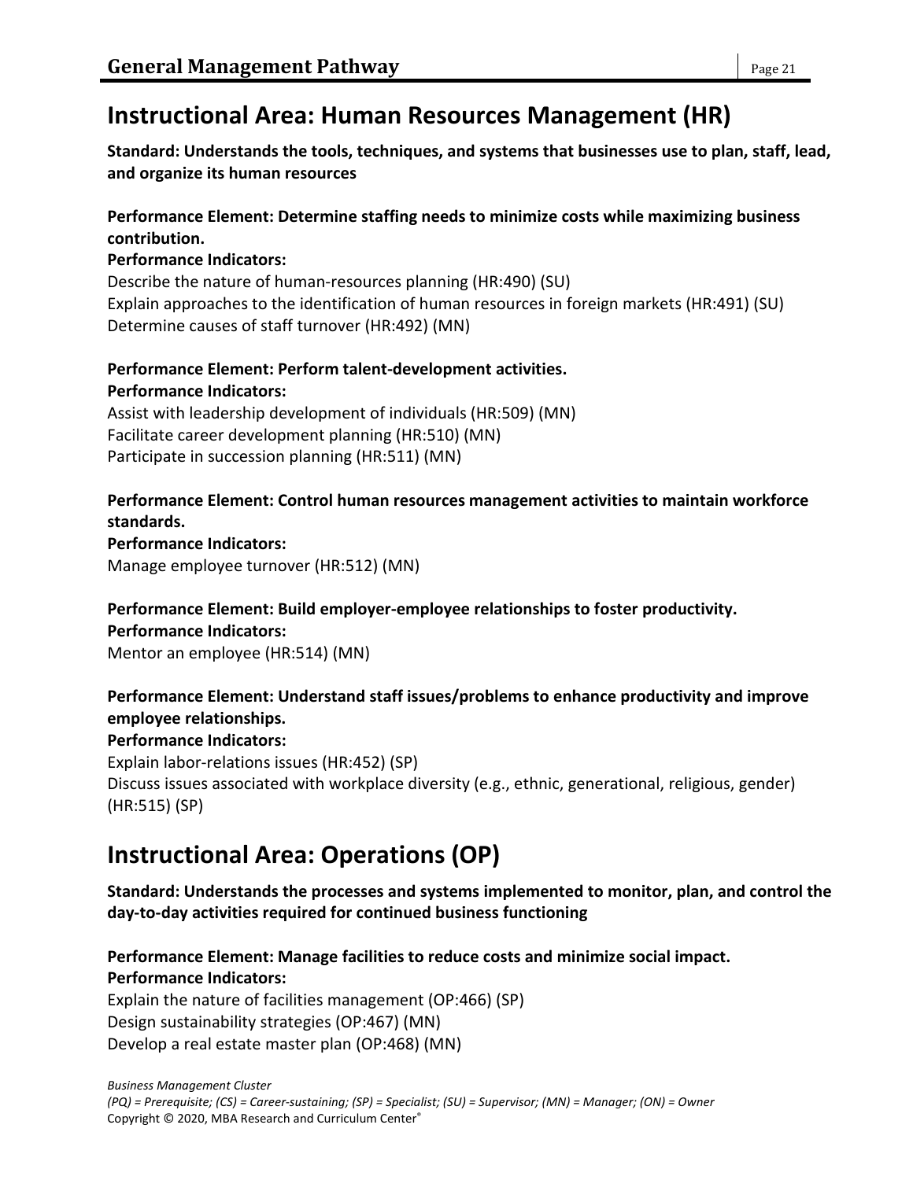## Instructional Area: Human Resources Management (HR)

**Standard: Understands the tools, techniques, and systems that businesses use to plan, staff, lead, and organize its human resources**

**Performance Element: Determine staffing needs to minimize costs while maximizing business contribution.**
**Performance Indicators:**
Describe the nature of human-resources planning (HR:490) (SU)
Explain approaches to the identification of human resources in foreign markets (HR:491) (SU)
Determine causes of staff turnover (HR:492) (MN)

**Performance Element: Perform talent-development activities.**
**Performance Indicators:**
Assist with leadership development of individuals (HR:509) (MN)
Facilitate career development planning (HR:510) (MN)
Participate in succession planning (HR:511) (MN)

**Performance Element: Control human resources management activities to maintain workforce standards.**
**Performance Indicators:**
Manage employee turnover (HR:512) (MN)

**Performance Element: Build employer-employee relationships to foster productivity.**
**Performance Indicators:**
Mentor an employee (HR:514) (MN)

**Performance Element: Understand staff issues/problems to enhance productivity and improve employee relationships.**
**Performance Indicators:**
Explain labor-relations issues (HR:452) (SP)
Discuss issues associated with workplace diversity (e.g., ethnic, generational, religious, gender) (HR:515) (SP)

## Instructional Area: Operations (OP)

**Standard: Understands the processes and systems implemented to monitor, plan, and control the day-to-day activities required for continued business functioning**

**Performance Element: Manage facilities to reduce costs and minimize social impact.**
**Performance Indicators:**
Explain the nature of facilities management (OP:466) (SP)
Design sustainability strategies (OP:467) (MN)
Develop a real estate master plan (OP:468) (MN)

*Business Management Cluster*
*(PQ) = Prerequisite; (CS) = Career-sustaining; (SP) = Specialist; (SU) = Supervisor; (MN) = Manager; (ON) = Owner*
Copyright © 2020, MBA Research and Curriculum Center®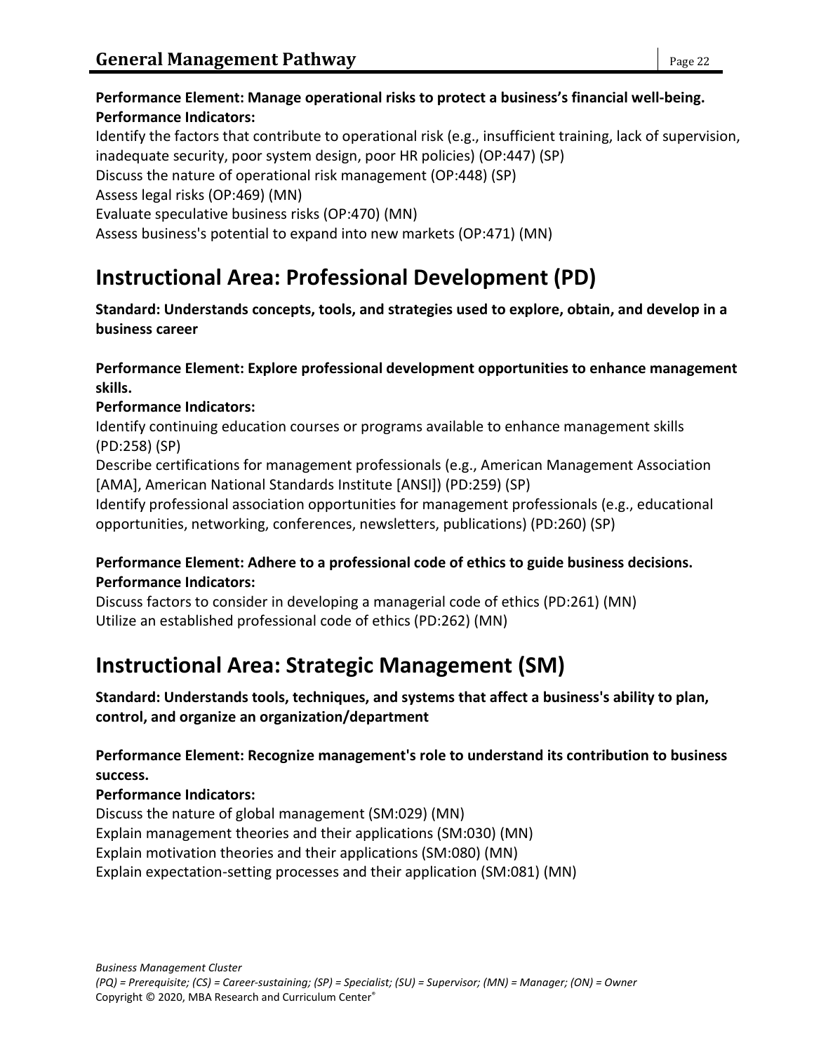**Performance Element: Manage operational risks to protect a business's financial well-being.**
**Performance Indicators:**

Identify the factors that contribute to operational risk (e.g., insufficient training, lack of supervision, inadequate security, poor system design, poor HR policies) (OP:447) (SP)
Discuss the nature of operational risk management (OP:448) (SP)
Assess legal risks (OP:469) (MN)
Evaluate speculative business risks (OP:470) (MN)
Assess business's potential to expand into new markets (OP:471) (MN)

# Instructional Area: Professional Development (PD)

**Standard: Understands concepts, tools, and strategies used to explore, obtain, and develop in a business career**

**Performance Element: Explore professional development opportunities to enhance management skills.**
**Performance Indicators:**

Identify continuing education courses or programs available to enhance management skills (PD:258) (SP)
Describe certifications for management professionals (e.g., American Management Association [AMA], American National Standards Institute [ANSI]) (PD:259) (SP)
Identify professional association opportunities for management professionals (e.g., educational opportunities, networking, conferences, newsletters, publications) (PD:260) (SP)

**Performance Element: Adhere to a professional code of ethics to guide business decisions.**
**Performance Indicators:**

Discuss factors to consider in developing a managerial code of ethics (PD:261) (MN)
Utilize an established professional code of ethics (PD:262) (MN)

# Instructional Area: Strategic Management (SM)

**Standard: Understands tools, techniques, and systems that affect a business's ability to plan, control, and organize an organization/department**

**Performance Element: Recognize management's role to understand its contribution to business success.**
**Performance Indicators:**

Discuss the nature of global management (SM:029) (MN)
Explain management theories and their applications (SM:030) (MN)
Explain motivation theories and their applications (SM:080) (MN)
Explain expectation-setting processes and their application (SM:081) (MN)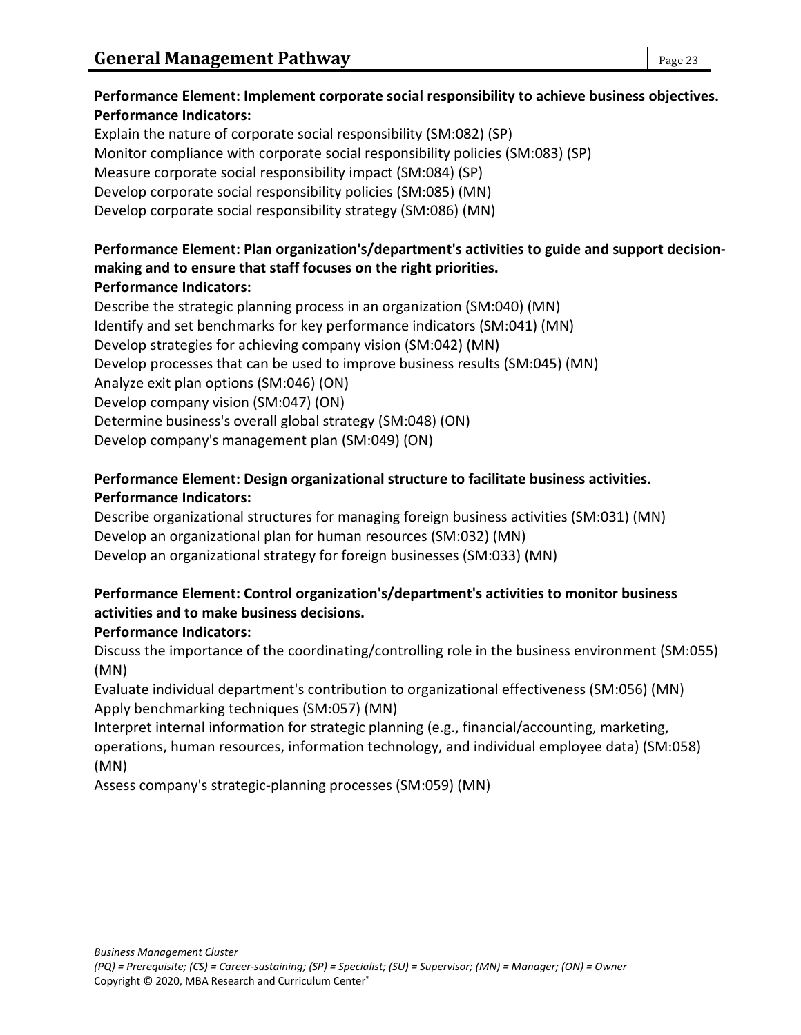**Performance Element: Implement corporate social responsibility to achieve business objectives.**
**Performance Indicators:**

Explain the nature of corporate social responsibility (SM:082) (SP)
Monitor compliance with corporate social responsibility policies (SM:083) (SP)
Measure corporate social responsibility impact (SM:084) (SP)
Develop corporate social responsibility policies (SM:085) (MN)
Develop corporate social responsibility strategy (SM:086) (MN)

**Performance Element: Plan organization's/department's activities to guide and support decision-making and to ensure that staff focuses on the right priorities.**
**Performance Indicators:**

Describe the strategic planning process in an organization (SM:040) (MN)
Identify and set benchmarks for key performance indicators (SM:041) (MN)
Develop strategies for achieving company vision (SM:042) (MN)
Develop processes that can be used to improve business results (SM:045) (MN)
Analyze exit plan options (SM:046) (ON)
Develop company vision (SM:047) (ON)
Determine business's overall global strategy (SM:048) (ON)
Develop company's management plan (SM:049) (ON)

**Performance Element: Design organizational structure to facilitate business activities.**
**Performance Indicators:**

Describe organizational structures for managing foreign business activities (SM:031) (MN)
Develop an organizational plan for human resources (SM:032) (MN)
Develop an organizational strategy for foreign businesses (SM:033) (MN)

**Performance Element: Control organization's/department's activities to monitor business activities and to make business decisions.**
**Performance Indicators:**

Discuss the importance of the coordinating/controlling role in the business environment (SM:055) (MN)
Evaluate individual department's contribution to organizational effectiveness (SM:056) (MN)
Apply benchmarking techniques (SM:057) (MN)
Interpret internal information for strategic planning (e.g., financial/accounting, marketing, operations, human resources, information technology, and individual employee data) (SM:058) (MN)
Assess company's strategic-planning processes (SM:059) (MN)

*Business Management Cluster*
*(PQ) = Prerequisite; (CS) = Career-sustaining; (SP) = Specialist; (SU) = Supervisor; (MN) = Manager; (ON) = Owner*
Copyright © 2020, MBA Research and Curriculum Center®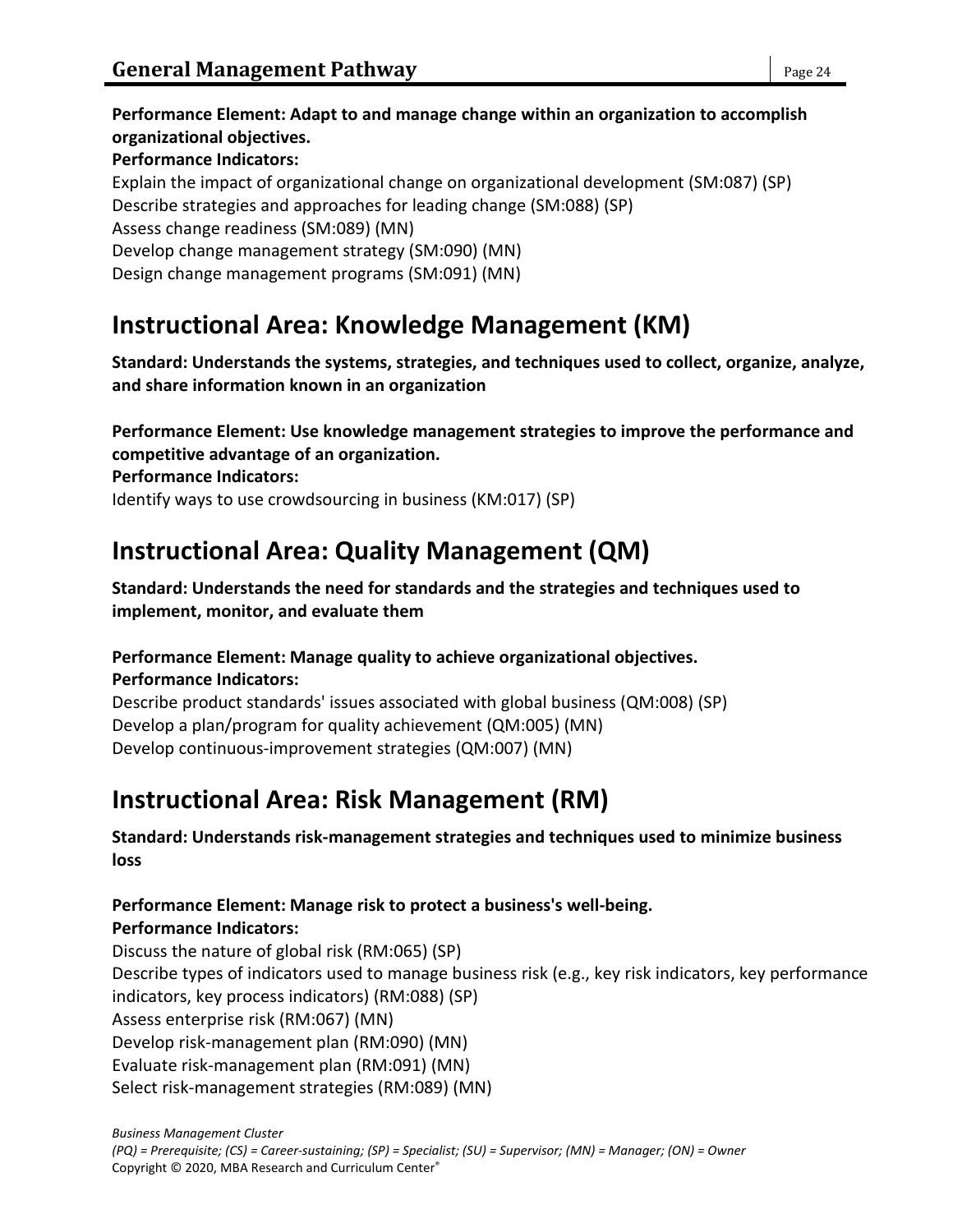**Performance Element: Adapt to and manage change within an organization to accomplish organizational objectives.**

**Performance Indicators:**

Explain the impact of organizational change on organizational development (SM:087) (SP)
Describe strategies and approaches for leading change (SM:088) (SP)
Assess change readiness (SM:089) (MN)
Develop change management strategy (SM:090) (MN)
Design change management programs (SM:091) (MN)

## Instructional Area: Knowledge Management (KM)

**Standard: Understands the systems, strategies, and techniques used to collect, organize, analyze, and share information known in an organization**

**Performance Element: Use knowledge management strategies to improve the performance and competitive advantage of an organization.**

**Performance Indicators:**

Identify ways to use crowdsourcing in business (KM:017) (SP)

## Instructional Area: Quality Management (QM)

**Standard: Understands the need for standards and the strategies and techniques used to implement, monitor, and evaluate them**

**Performance Element: Manage quality to achieve organizational objectives.**

**Performance Indicators:**

Describe product standards' issues associated with global business (QM:008) (SP)
Develop a plan/program for quality achievement (QM:005) (MN)
Develop continuous-improvement strategies (QM:007) (MN)

## Instructional Area: Risk Management (RM)

**Standard: Understands risk-management strategies and techniques used to minimize business loss**

**Performance Element: Manage risk to protect a business's well-being.**

**Performance Indicators:**

Discuss the nature of global risk (RM:065) (SP)
Describe types of indicators used to manage business risk (e.g., key risk indicators, key performance indicators, key process indicators) (RM:088) (SP)
Assess enterprise risk (RM:067) (MN)
Develop risk-management plan (RM:090) (MN)
Evaluate risk-management plan (RM:091) (MN)
Select risk-management strategies (RM:089) (MN)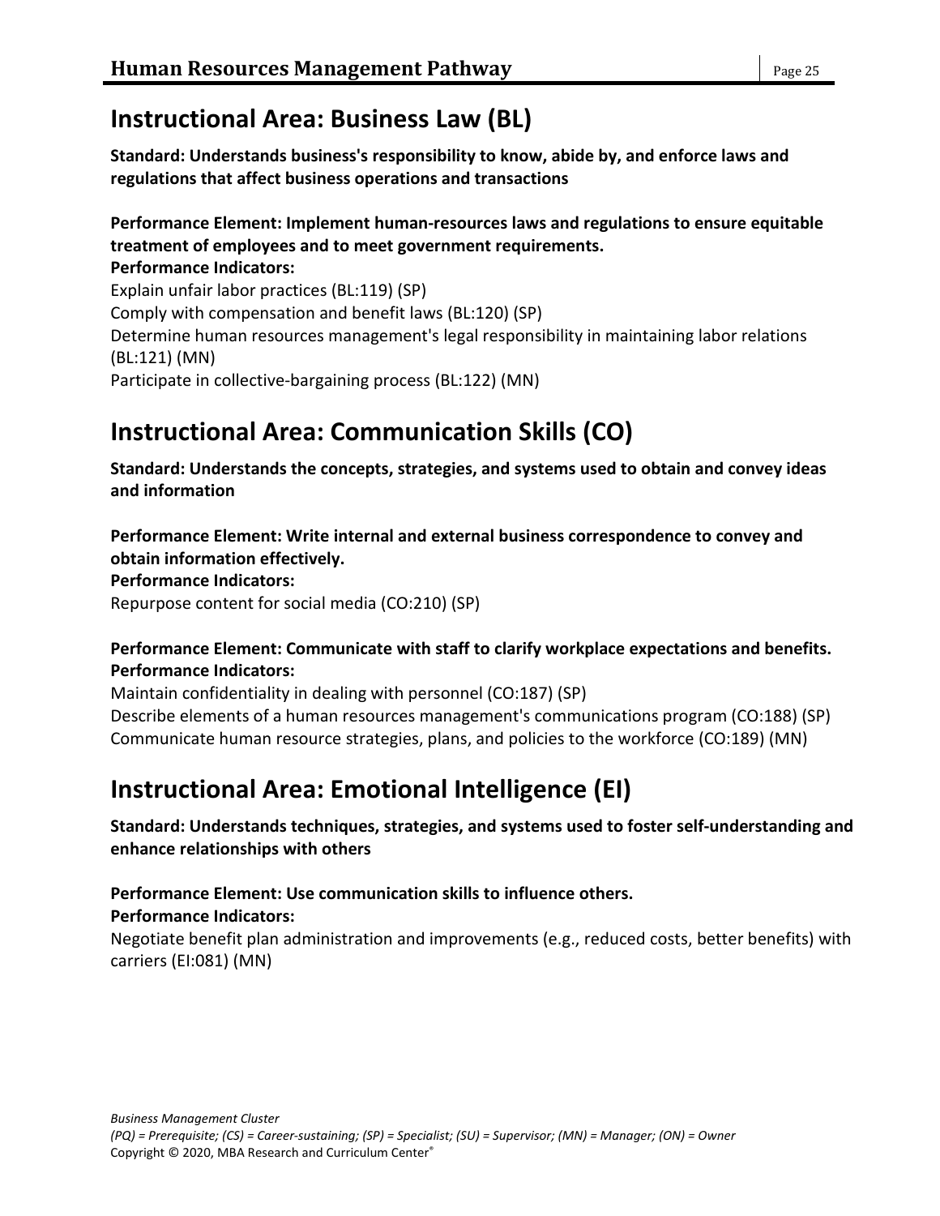## Instructional Area: Business Law (BL)

**Standard: Understands business's responsibility to know, abide by, and enforce laws and regulations that affect business operations and transactions**

**Performance Element: Implement human-resources laws and regulations to ensure equitable treatment of employees and to meet government requirements.**

**Performance Indicators:**

Explain unfair labor practices (BL:119) (SP)
Comply with compensation and benefit laws (BL:120) (SP)
Determine human resources management's legal responsibility in maintaining labor relations (BL:121) (MN)
Participate in collective-bargaining process (BL:122) (MN)

## Instructional Area: Communication Skills (CO)

**Standard: Understands the concepts, strategies, and systems used to obtain and convey ideas and information**

**Performance Element: Write internal and external business correspondence to convey and obtain information effectively.**

**Performance Indicators:**

Repurpose content for social media (CO:210) (SP)

**Performance Element: Communicate with staff to clarify workplace expectations and benefits.**

**Performance Indicators:**

Maintain confidentiality in dealing with personnel (CO:187) (SP)
Describe elements of a human resources management's communications program (CO:188) (SP)
Communicate human resource strategies, plans, and policies to the workforce (CO:189) (MN)

## Instructional Area: Emotional Intelligence (EI)

**Standard: Understands techniques, strategies, and systems used to foster self-understanding and enhance relationships with others**

**Performance Element: Use communication skills to influence others.**

**Performance Indicators:**

Negotiate benefit plan administration and improvements (e.g., reduced costs, better benefits) with carriers (EI:081) (MN)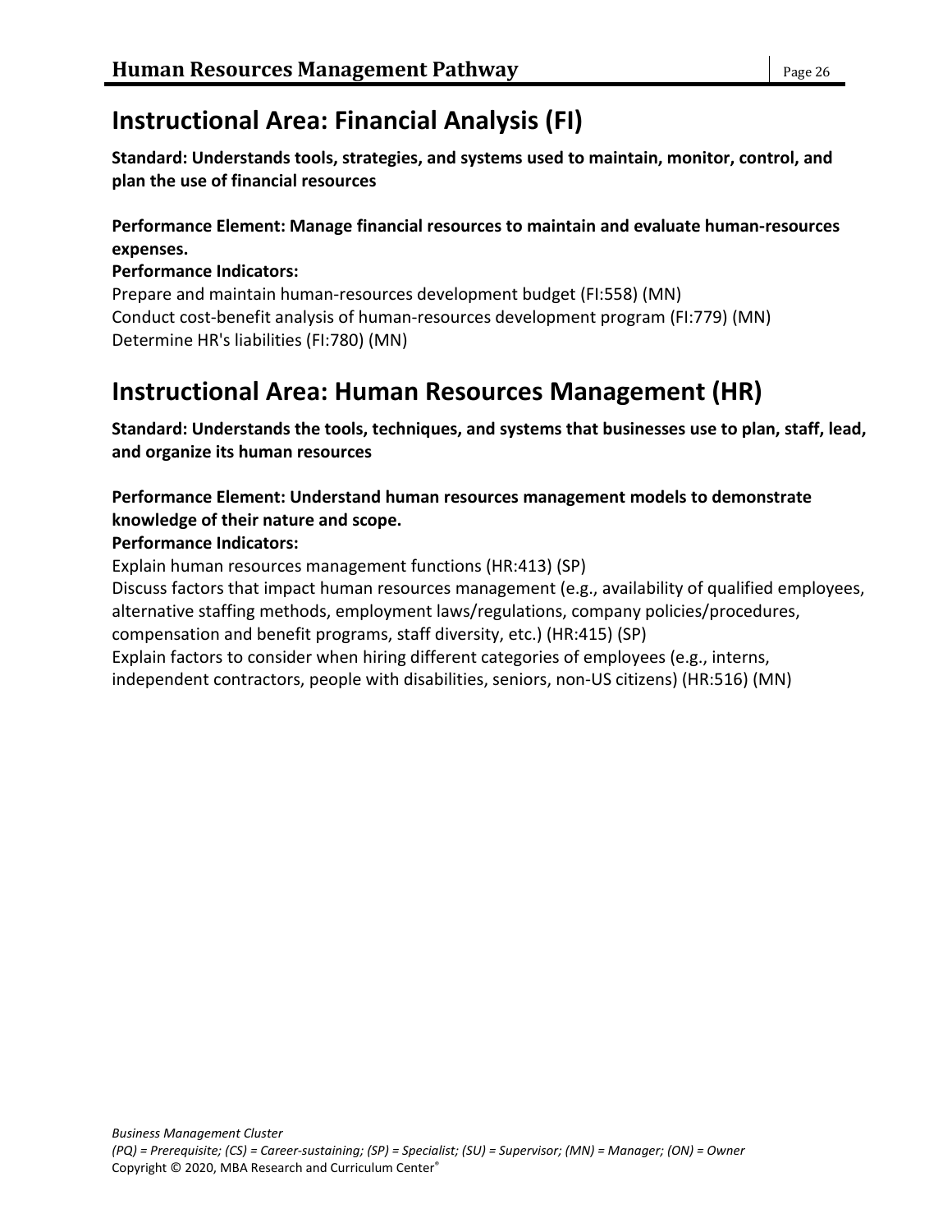## Instructional Area: Financial Analysis (FI)

**Standard: Understands tools, strategies, and systems used to maintain, monitor, control, and plan the use of financial resources**

**Performance Element: Manage financial resources to maintain and evaluate human-resources expenses.**

**Performance Indicators:**

Prepare and maintain human-resources development budget (FI:558) (MN)
Conduct cost-benefit analysis of human-resources development program (FI:779) (MN)
Determine HR's liabilities (FI:780) (MN)

## Instructional Area: Human Resources Management (HR)

**Standard: Understands the tools, techniques, and systems that businesses use to plan, staff, lead, and organize its human resources**

**Performance Element: Understand human resources management models to demonstrate knowledge of their nature and scope.**

**Performance Indicators:**

Explain human resources management functions (HR:413) (SP)
Discuss factors that impact human resources management (e.g., availability of qualified employees, alternative staffing methods, employment laws/regulations, company policies/procedures, compensation and benefit programs, staff diversity, etc.) (HR:415) (SP)
Explain factors to consider when hiring different categories of employees (e.g., interns, independent contractors, people with disabilities, seniors, non-US citizens) (HR:516) (MN)

*Business Management Cluster*
*(PQ) = Prerequisite; (CS) = Career-sustaining; (SP) = Specialist; (SU) = Supervisor; (MN) = Manager; (ON) = Owner*
Copyright © 2020, MBA Research and Curriculum Center®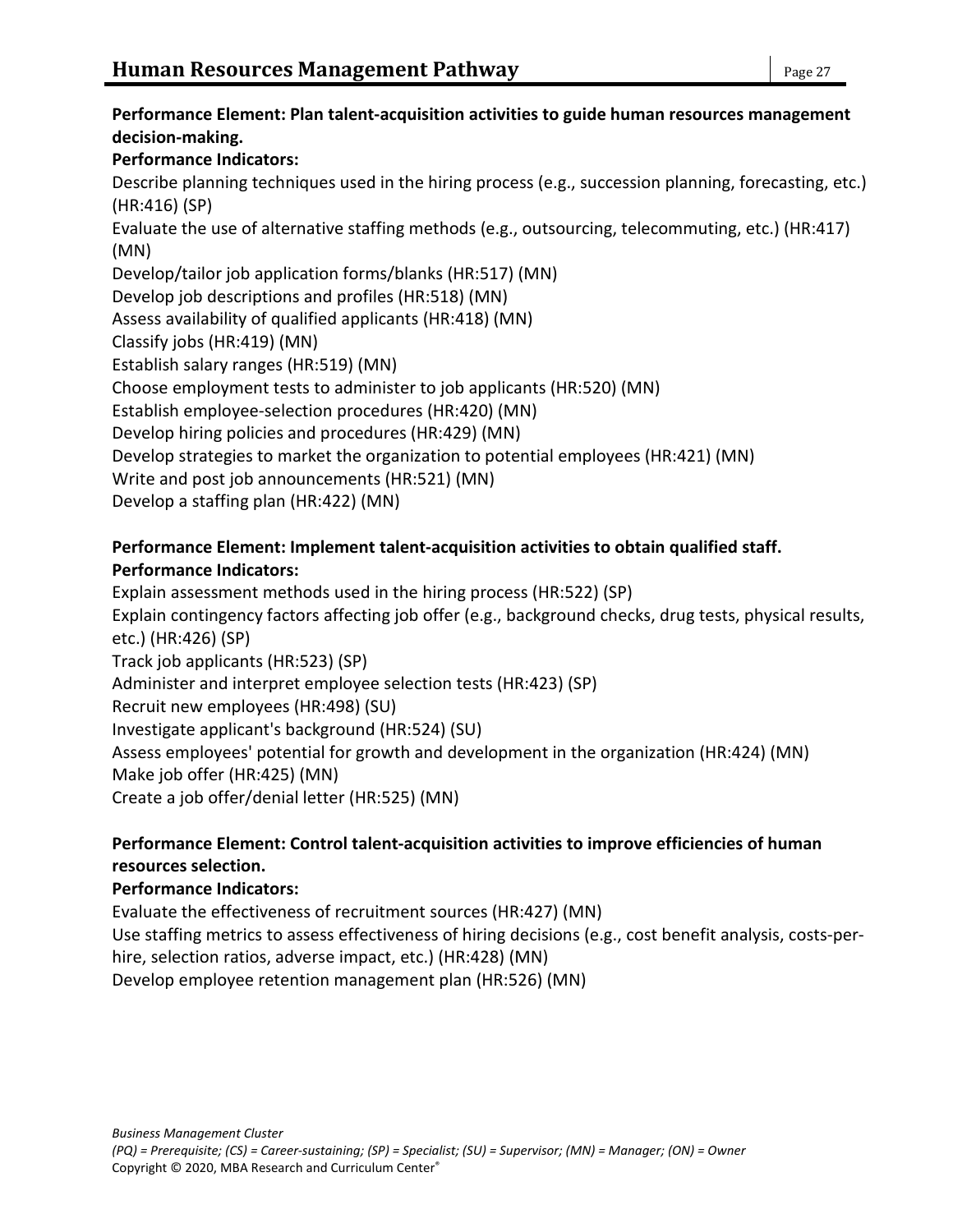**Performance Element: Plan talent-acquisition activities to guide human resources management decision-making.**

**Performance Indicators:**

Describe planning techniques used in the hiring process (e.g., succession planning, forecasting, etc.) (HR:416) (SP)

Evaluate the use of alternative staffing methods (e.g., outsourcing, telecommuting, etc.) (HR:417) (MN)

Develop/tailor job application forms/blanks (HR:517) (MN)

Develop job descriptions and profiles (HR:518) (MN)

Assess availability of qualified applicants (HR:418) (MN)

Classify jobs (HR:419) (MN)

Establish salary ranges (HR:519) (MN)

Choose employment tests to administer to job applicants (HR:520) (MN)

Establish employee-selection procedures (HR:420) (MN)

Develop hiring policies and procedures (HR:429) (MN)

Develop strategies to market the organization to potential employees (HR:421) (MN)

Write and post job announcements (HR:521) (MN)

Develop a staffing plan (HR:422) (MN)

**Performance Element: Implement talent-acquisition activities to obtain qualified staff.**

**Performance Indicators:**

Explain assessment methods used in the hiring process (HR:522) (SP)

Explain contingency factors affecting job offer (e.g., background checks, drug tests, physical results, etc.) (HR:426) (SP)

Track job applicants (HR:523) (SP)

Administer and interpret employee selection tests (HR:423) (SP)

Recruit new employees (HR:498) (SU)

Investigate applicant's background (HR:524) (SU)

Assess employees' potential for growth and development in the organization (HR:424) (MN)

Make job offer (HR:425) (MN)

Create a job offer/denial letter (HR:525) (MN)

**Performance Element: Control talent-acquisition activities to improve efficiencies of human resources selection.**

**Performance Indicators:**

Evaluate the effectiveness of recruitment sources (HR:427) (MN)

Use staffing metrics to assess effectiveness of hiring decisions (e.g., cost benefit analysis, costs-per-hire, selection ratios, adverse impact, etc.) (HR:428) (MN)

Develop employee retention management plan (HR:526) (MN)

*(PQ) = Prerequisite; (CS) = Career-sustaining; (SP) = Specialist; (SU) = Supervisor; (MN) = Manager; (ON) = Owner*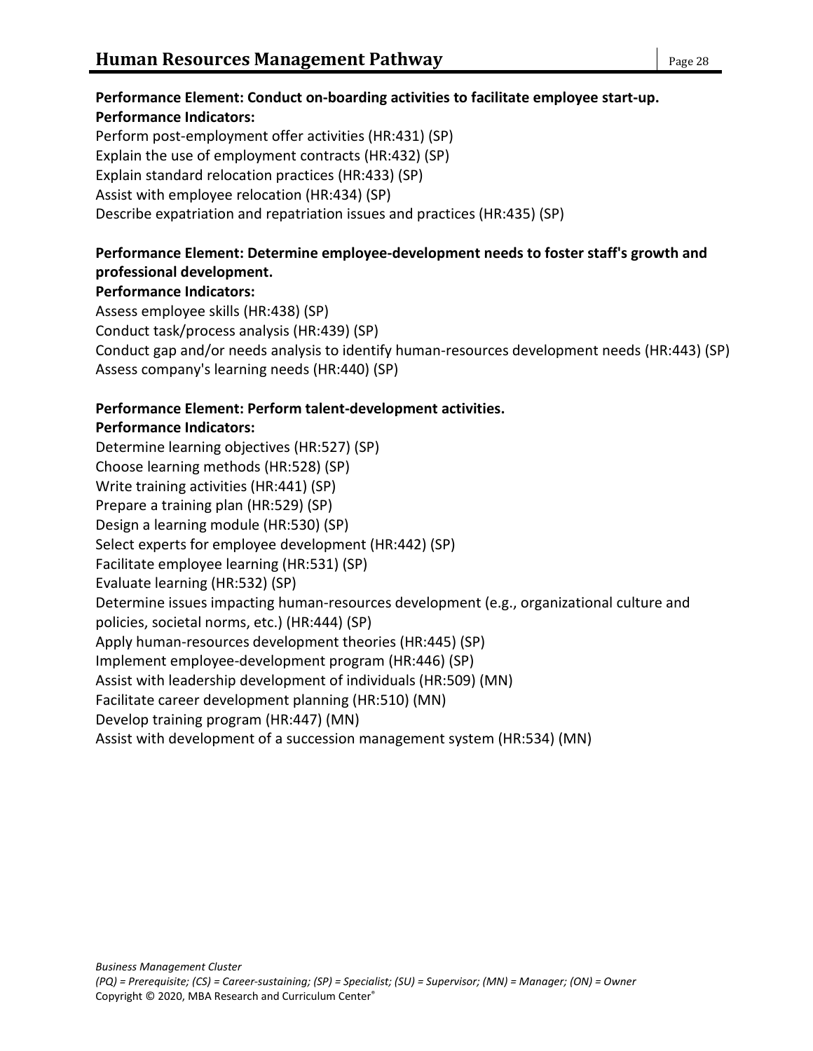**Performance Element: Conduct on-boarding activities to facilitate employee start-up.**
**Performance Indicators:**
Perform post-employment offer activities (HR:431) (SP)
Explain the use of employment contracts (HR:432) (SP)
Explain standard relocation practices (HR:433) (SP)
Assist with employee relocation (HR:434) (SP)
Describe expatriation and repatriation issues and practices (HR:435) (SP)

**Performance Element: Determine employee-development needs to foster staff's growth and professional development.**
**Performance Indicators:**
Assess employee skills (HR:438) (SP)
Conduct task/process analysis (HR:439) (SP)
Conduct gap and/or needs analysis to identify human-resources development needs (HR:443) (SP)
Assess company's learning needs (HR:440) (SP)

**Performance Element: Perform talent-development activities.**
**Performance Indicators:**
Determine learning objectives (HR:527) (SP)
Choose learning methods (HR:528) (SP)
Write training activities (HR:441) (SP)
Prepare a training plan (HR:529) (SP)
Design a learning module (HR:530) (SP)
Select experts for employee development (HR:442) (SP)
Facilitate employee learning (HR:531) (SP)
Evaluate learning (HR:532) (SP)
Determine issues impacting human-resources development (e.g., organizational culture and policies, societal norms, etc.) (HR:444) (SP)
Apply human-resources development theories (HR:445) (SP)
Implement employee-development program (HR:446) (SP)
Assist with leadership development of individuals (HR:509) (MN)
Facilitate career development planning (HR:510) (MN)
Develop training program (HR:447) (MN)
Assist with development of a succession management system (HR:534) (MN)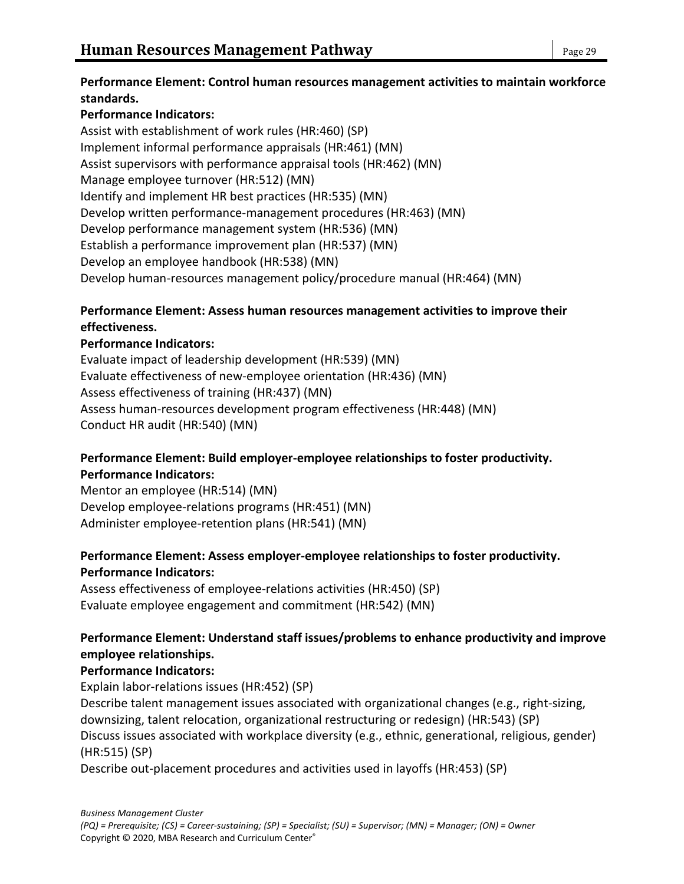**Performance Element: Control human resources management activities to maintain workforce standards.**

**Performance Indicators:**

Assist with establishment of work rules (HR:460) (SP)
Implement informal performance appraisals (HR:461) (MN)
Assist supervisors with performance appraisal tools (HR:462) (MN)
Manage employee turnover (HR:512) (MN)
Identify and implement HR best practices (HR:535) (MN)
Develop written performance-management procedures (HR:463) (MN)
Develop performance management system (HR:536) (MN)
Establish a performance improvement plan (HR:537) (MN)
Develop an employee handbook (HR:538) (MN)
Develop human-resources management policy/procedure manual (HR:464) (MN)

**Performance Element: Assess human resources management activities to improve their effectiveness.**

**Performance Indicators:**

Evaluate impact of leadership development (HR:539) (MN)
Evaluate effectiveness of new-employee orientation (HR:436) (MN)
Assess effectiveness of training (HR:437) (MN)
Assess human-resources development program effectiveness (HR:448) (MN)
Conduct HR audit (HR:540) (MN)

**Performance Element: Build employer-employee relationships to foster productivity.**

**Performance Indicators:**

Mentor an employee (HR:514) (MN)
Develop employee-relations programs (HR:451) (MN)
Administer employee-retention plans (HR:541) (MN)

**Performance Element: Assess employer-employee relationships to foster productivity.**

**Performance Indicators:**

Assess effectiveness of employee-relations activities (HR:450) (SP)
Evaluate employee engagement and commitment (HR:542) (MN)

**Performance Element: Understand staff issues/problems to enhance productivity and improve employee relationships.**

**Performance Indicators:**

Explain labor-relations issues (HR:452) (SP)
Describe talent management issues associated with organizational changes (e.g., right-sizing, downsizing, talent relocation, organizational restructuring or redesign) (HR:543) (SP)
Discuss issues associated with workplace diversity (e.g., ethnic, generational, religious, gender) (HR:515) (SP)
Describe out-placement procedures and activities used in layoffs (HR:453) (SP)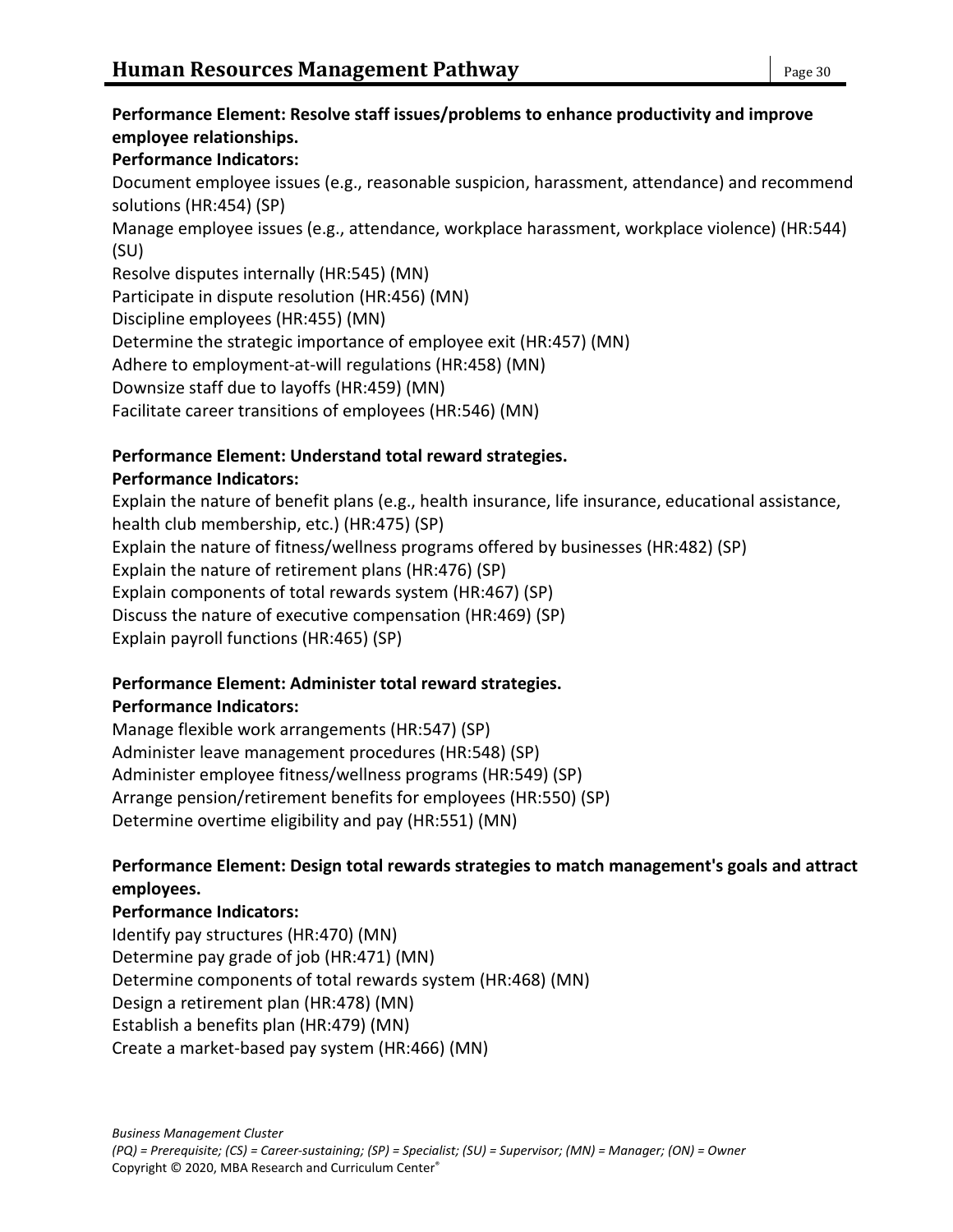**Performance Element: Resolve staff issues/problems to enhance productivity and improve employee relationships.**

**Performance Indicators:**

Document employee issues (e.g., reasonable suspicion, harassment, attendance) and recommend solutions (HR:454) (SP)
Manage employee issues (e.g., attendance, workplace harassment, workplace violence) (HR:544) (SU)
Resolve disputes internally (HR:545) (MN)
Participate in dispute resolution (HR:456) (MN)
Discipline employees (HR:455) (MN)
Determine the strategic importance of employee exit (HR:457) (MN)
Adhere to employment-at-will regulations (HR:458) (MN)
Downsize staff due to layoffs (HR:459) (MN)
Facilitate career transitions of employees (HR:546) (MN)

**Performance Element: Understand total reward strategies.**

**Performance Indicators:**

Explain the nature of benefit plans (e.g., health insurance, life insurance, educational assistance, health club membership, etc.) (HR:475) (SP)
Explain the nature of fitness/wellness programs offered by businesses (HR:482) (SP)
Explain the nature of retirement plans (HR:476) (SP)
Explain components of total rewards system (HR:467) (SP)
Discuss the nature of executive compensation (HR:469) (SP)
Explain payroll functions (HR:465) (SP)

**Performance Element: Administer total reward strategies.**

**Performance Indicators:**

Manage flexible work arrangements (HR:547) (SP)
Administer leave management procedures (HR:548) (SP)
Administer employee fitness/wellness programs (HR:549) (SP)
Arrange pension/retirement benefits for employees (HR:550) (SP)
Determine overtime eligibility and pay (HR:551) (MN)

**Performance Element: Design total rewards strategies to match management's goals and attract employees.**

**Performance Indicators:**

Identify pay structures (HR:470) (MN)
Determine pay grade of job (HR:471) (MN)
Determine components of total rewards system (HR:468) (MN)
Design a retirement plan (HR:478) (MN)
Establish a benefits plan (HR:479) (MN)
Create a market-based pay system (HR:466) (MN)

*Business Management Cluster*
*(PQ) = Prerequisite; (CS) = Career-sustaining; (SP) = Specialist; (SU) = Supervisor; (MN) = Manager; (ON) = Owner*
Copyright © 2020, MBA Research and Curriculum Center®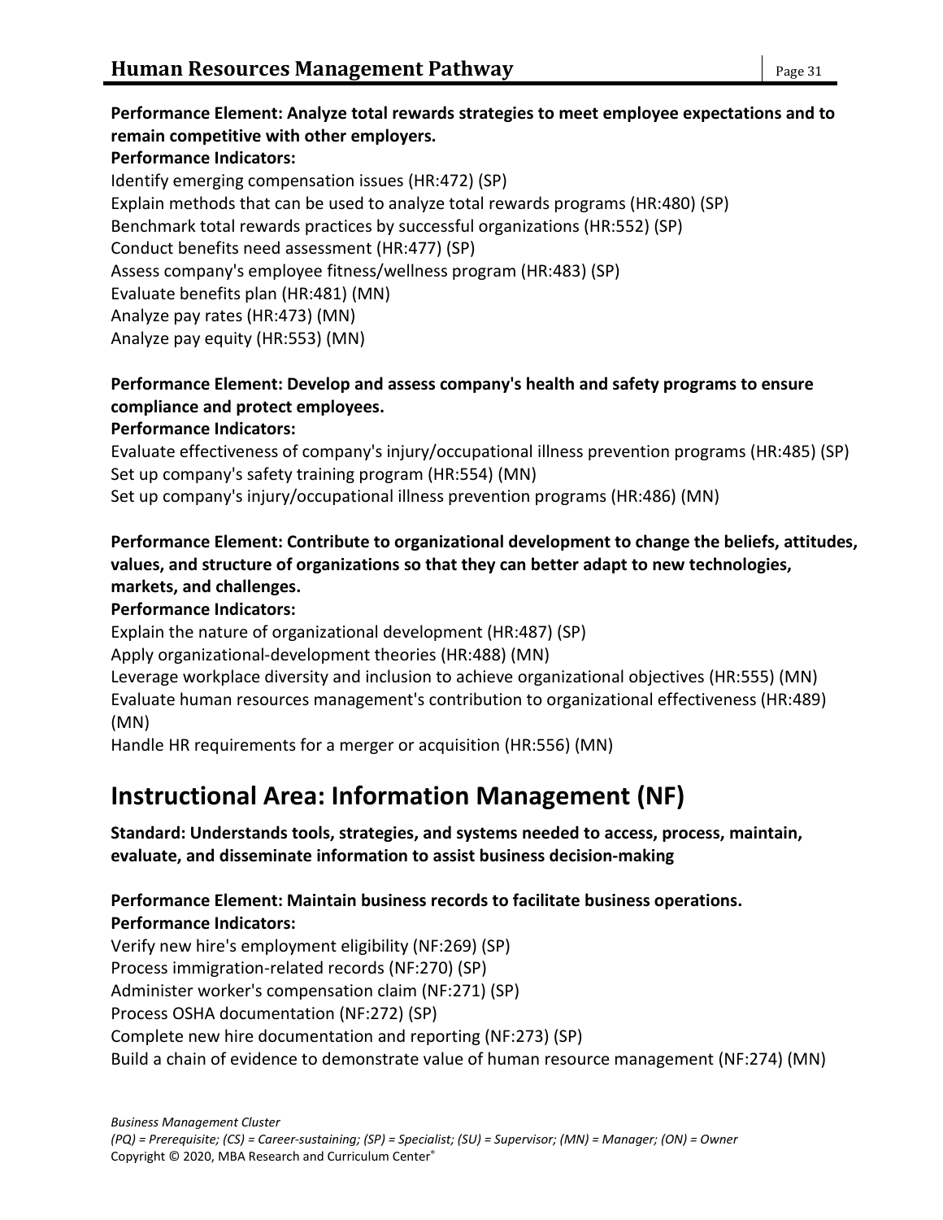**Performance Element: Analyze total rewards strategies to meet employee expectations and to remain competitive with other employers.**
**Performance Indicators:**
Identify emerging compensation issues (HR:472) (SP)
Explain methods that can be used to analyze total rewards programs (HR:480) (SP)
Benchmark total rewards practices by successful organizations (HR:552) (SP)
Conduct benefits need assessment (HR:477) (SP)
Assess company's employee fitness/wellness program (HR:483) (SP)
Evaluate benefits plan (HR:481) (MN)
Analyze pay rates (HR:473) (MN)
Analyze pay equity (HR:553) (MN)

**Performance Element: Develop and assess company's health and safety programs to ensure compliance and protect employees.**
**Performance Indicators:**
Evaluate effectiveness of company's injury/occupational illness prevention programs (HR:485) (SP)
Set up company's safety training program (HR:554) (MN)
Set up company's injury/occupational illness prevention programs (HR:486) (MN)

**Performance Element: Contribute to organizational development to change the beliefs, attitudes, values, and structure of organizations so that they can better adapt to new technologies, markets, and challenges.**
**Performance Indicators:**
Explain the nature of organizational development (HR:487) (SP)
Apply organizational-development theories (HR:488) (MN)
Leverage workplace diversity and inclusion to achieve organizational objectives (HR:555) (MN)
Evaluate human resources management's contribution to organizational effectiveness (HR:489) (MN)
Handle HR requirements for a merger or acquisition (HR:556) (MN)

# Instructional Area: Information Management (NF)

**Standard: Understands tools, strategies, and systems needed to access, process, maintain, evaluate, and disseminate information to assist business decision-making**

**Performance Element: Maintain business records to facilitate business operations.**
**Performance Indicators:**
Verify new hire's employment eligibility (NF:269) (SP)
Process immigration-related records (NF:270) (SP)
Administer worker's compensation claim (NF:271) (SP)
Process OSHA documentation (NF:272) (SP)
Complete new hire documentation and reporting (NF:273) (SP)
Build a chain of evidence to demonstrate value of human resource management (NF:274) (MN)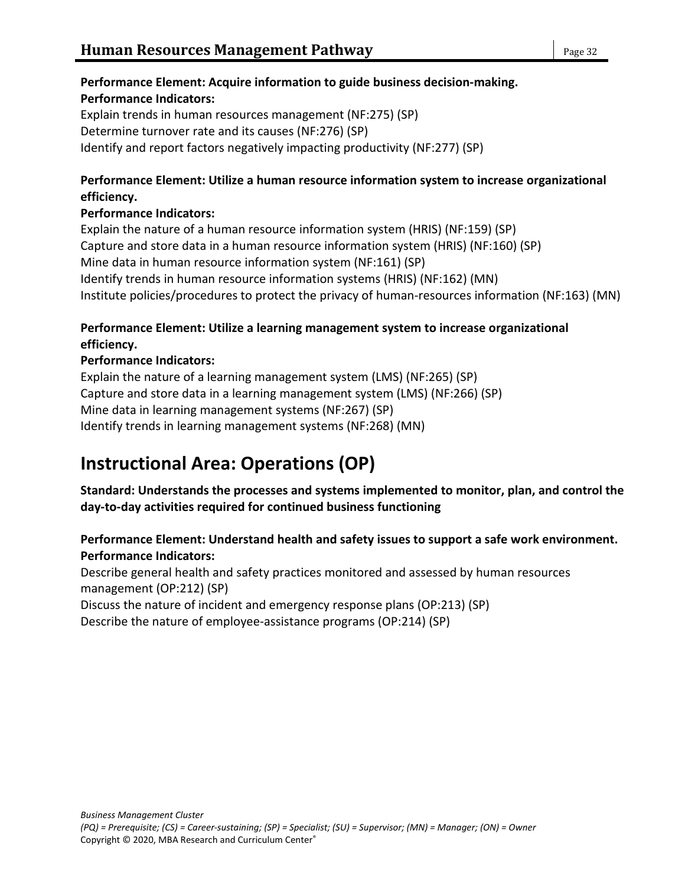**Performance Element: Acquire information to guide business decision-making.**
**Performance Indicators:**
Explain trends in human resources management (NF:275) (SP)
Determine turnover rate and its causes (NF:276) (SP)
Identify and report factors negatively impacting productivity (NF:277) (SP)

**Performance Element: Utilize a human resource information system to increase organizational efficiency.**
**Performance Indicators:**
Explain the nature of a human resource information system (HRIS) (NF:159) (SP)
Capture and store data in a human resource information system (HRIS) (NF:160) (SP)
Mine data in human resource information system (NF:161) (SP)
Identify trends in human resource information systems (HRIS) (NF:162) (MN)
Institute policies/procedures to protect the privacy of human-resources information (NF:163) (MN)

**Performance Element: Utilize a learning management system to increase organizational efficiency.**
**Performance Indicators:**
Explain the nature of a learning management system (LMS) (NF:265) (SP)
Capture and store data in a learning management system (LMS) (NF:266) (SP)
Mine data in learning management systems (NF:267) (SP)
Identify trends in learning management systems (NF:268) (MN)

# Instructional Area: Operations (OP)

**Standard: Understands the processes and systems implemented to monitor, plan, and control the day-to-day activities required for continued business functioning**

**Performance Element: Understand health and safety issues to support a safe work environment.**
**Performance Indicators:**
Describe general health and safety practices monitored and assessed by human resources management (OP:212) (SP)
Discuss the nature of incident and emergency response plans (OP:213) (SP)
Describe the nature of employee-assistance programs (OP:214) (SP)

*(PQ) = Prerequisite; (CS) = Career-sustaining; (SP) = Specialist; (SU) = Supervisor; (MN) = Manager; (ON) = Owner*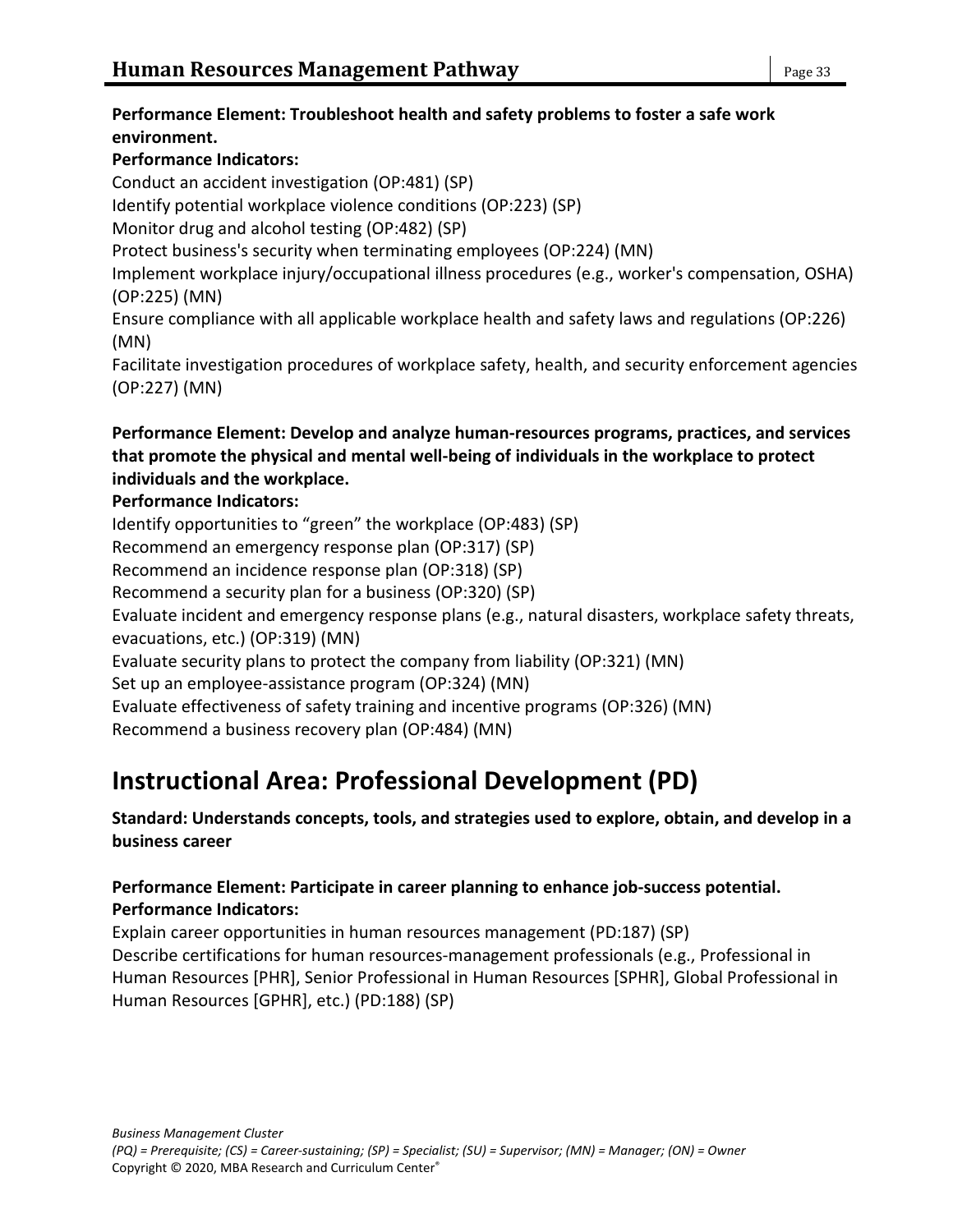**Performance Element: Troubleshoot health and safety problems to foster a safe work environment.**
**Performance Indicators:**

Conduct an accident investigation (OP:481) (SP)
Identify potential workplace violence conditions (OP:223) (SP)
Monitor drug and alcohol testing (OP:482) (SP)
Protect business's security when terminating employees (OP:224) (MN)
Implement workplace injury/occupational illness procedures (e.g., worker's compensation, OSHA) (OP:225) (MN)
Ensure compliance with all applicable workplace health and safety laws and regulations (OP:226) (MN)
Facilitate investigation procedures of workplace safety, health, and security enforcement agencies (OP:227) (MN)

**Performance Element: Develop and analyze human-resources programs, practices, and services that promote the physical and mental well-being of individuals in the workplace to protect individuals and the workplace.**
**Performance Indicators:**

Identify opportunities to "green" the workplace (OP:483) (SP)
Recommend an emergency response plan (OP:317) (SP)
Recommend an incidence response plan (OP:318) (SP)
Recommend a security plan for a business (OP:320) (SP)
Evaluate incident and emergency response plans (e.g., natural disasters, workplace safety threats, evacuations, etc.) (OP:319) (MN)
Evaluate security plans to protect the company from liability (OP:321) (MN)
Set up an employee-assistance program (OP:324) (MN)
Evaluate effectiveness of safety training and incentive programs (OP:326) (MN)
Recommend a business recovery plan (OP:484) (MN)

# Instructional Area: Professional Development (PD)

**Standard: Understands concepts, tools, and strategies used to explore, obtain, and develop in a business career**

**Performance Element: Participate in career planning to enhance job-success potential.**
**Performance Indicators:**

Explain career opportunities in human resources management (PD:187) (SP)
Describe certifications for human resources-management professionals (e.g., Professional in Human Resources [PHR], Senior Professional in Human Resources [SPHR], Global Professional in Human Resources [GPHR], etc.) (PD:188) (SP)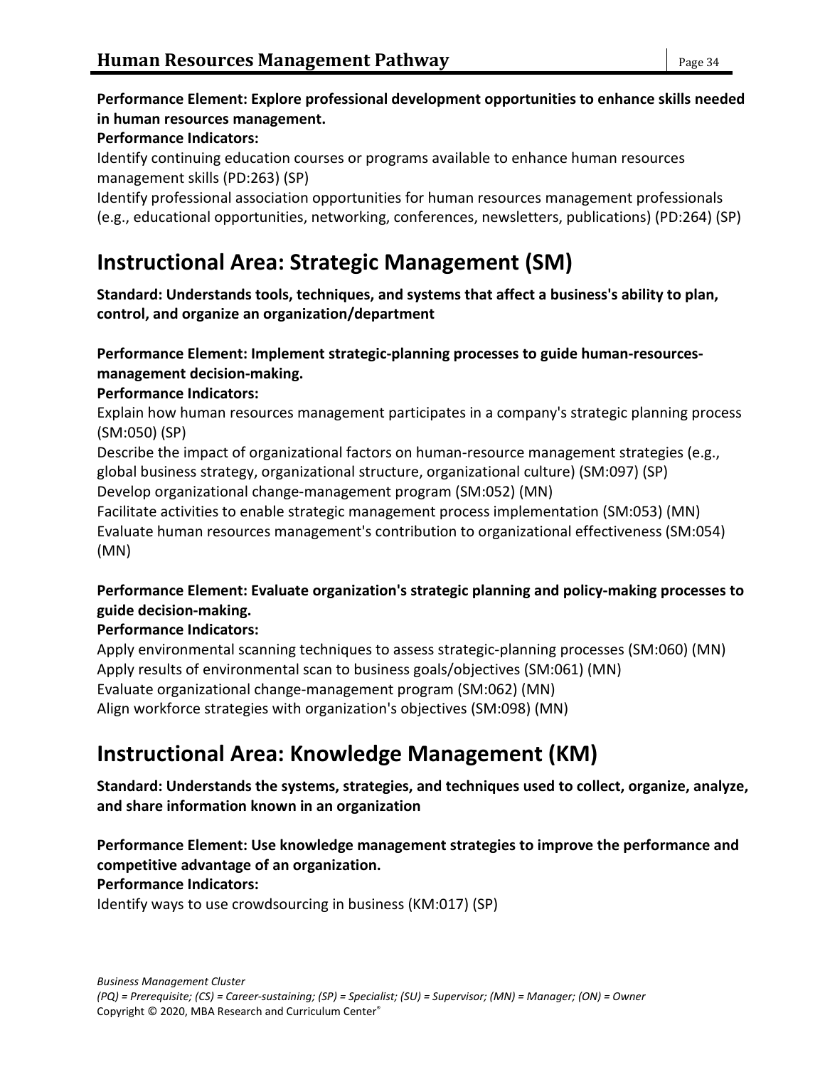**Performance Element: Explore professional development opportunities to enhance skills needed in human resources management.**

**Performance Indicators:**

Identify continuing education courses or programs available to enhance human resources management skills (PD:263) (SP)

Identify professional association opportunities for human resources management professionals (e.g., educational opportunities, networking, conferences, newsletters, publications) (PD:264) (SP)

## Instructional Area: Strategic Management (SM)

**Standard: Understands tools, techniques, and systems that affect a business's ability to plan, control, and organize an organization/department**

**Performance Element: Implement strategic-planning processes to guide human-resources-management decision-making.**

**Performance Indicators:**

Explain how human resources management participates in a company's strategic planning process (SM:050) (SP)

Describe the impact of organizational factors on human-resource management strategies (e.g., global business strategy, organizational structure, organizational culture) (SM:097) (SP)

Develop organizational change-management program (SM:052) (MN)

Facilitate activities to enable strategic management process implementation (SM:053) (MN)

Evaluate human resources management's contribution to organizational effectiveness (SM:054) (MN)

**Performance Element: Evaluate organization's strategic planning and policy-making processes to guide decision-making.**

**Performance Indicators:**

Apply environmental scanning techniques to assess strategic-planning processes (SM:060) (MN)

Apply results of environmental scan to business goals/objectives (SM:061) (MN)

Evaluate organizational change-management program (SM:062) (MN)

Align workforce strategies with organization's objectives (SM:098) (MN)

## Instructional Area: Knowledge Management (KM)

**Standard: Understands the systems, strategies, and techniques used to collect, organize, analyze, and share information known in an organization**

**Performance Element: Use knowledge management strategies to improve the performance and competitive advantage of an organization.**

**Performance Indicators:**

Identify ways to use crowdsourcing in business (KM:017) (SP)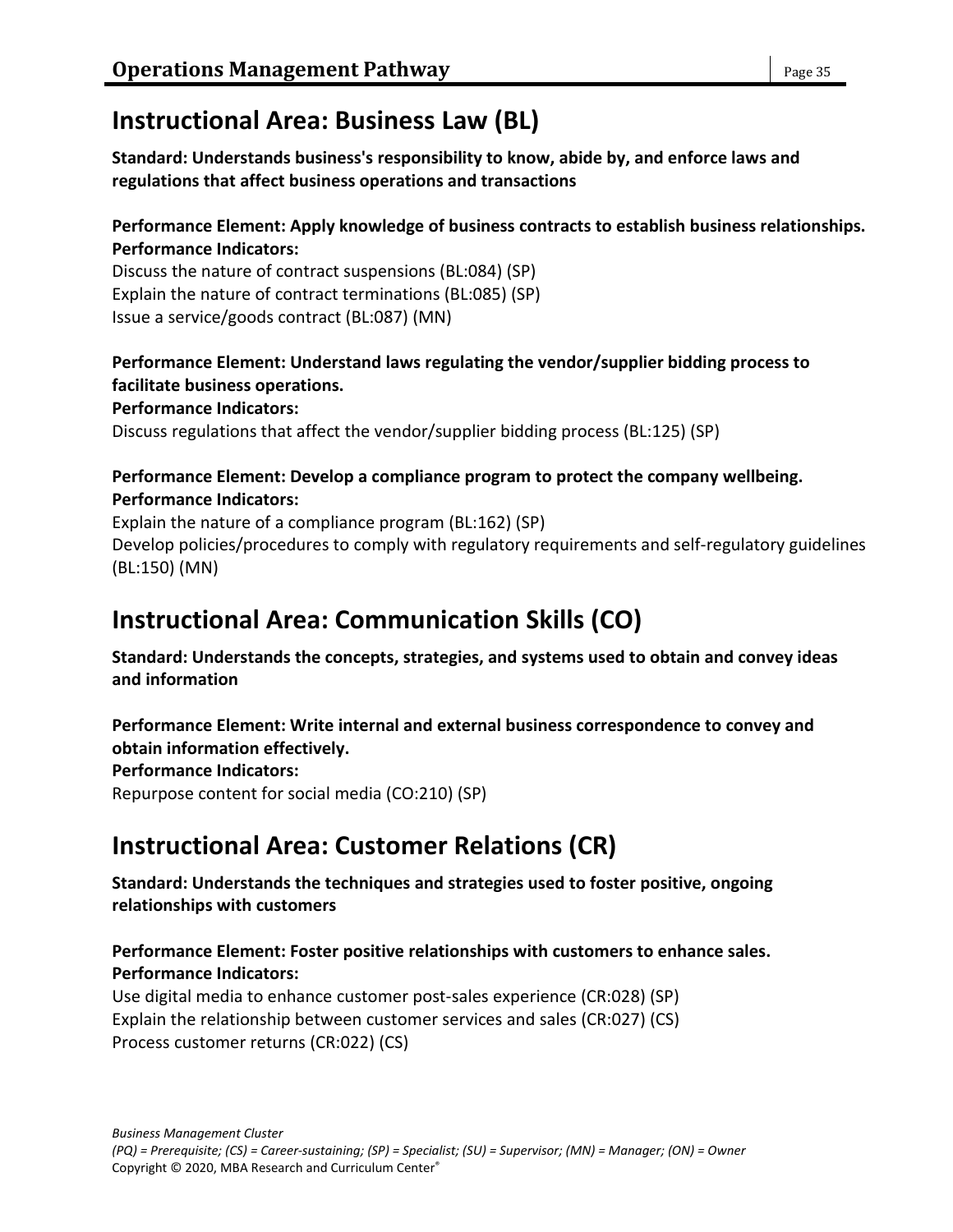## Instructional Area: Business Law (BL)

**Standard: Understands business's responsibility to know, abide by, and enforce laws and regulations that affect business operations and transactions**

**Performance Element: Apply knowledge of business contracts to establish business relationships.**
**Performance Indicators:**
Discuss the nature of contract suspensions (BL:084) (SP)
Explain the nature of contract terminations (BL:085) (SP)
Issue a service/goods contract (BL:087) (MN)

**Performance Element: Understand laws regulating the vendor/supplier bidding process to facilitate business operations.**
**Performance Indicators:**
Discuss regulations that affect the vendor/supplier bidding process (BL:125) (SP)

**Performance Element: Develop a compliance program to protect the company wellbeing.**
**Performance Indicators:**
Explain the nature of a compliance program (BL:162) (SP)
Develop policies/procedures to comply with regulatory requirements and self-regulatory guidelines (BL:150) (MN)

## Instructional Area: Communication Skills (CO)

**Standard: Understands the concepts, strategies, and systems used to obtain and convey ideas and information**

**Performance Element: Write internal and external business correspondence to convey and obtain information effectively.**
**Performance Indicators:**
Repurpose content for social media (CO:210) (SP)

## Instructional Area: Customer Relations (CR)

**Standard: Understands the techniques and strategies used to foster positive, ongoing relationships with customers**

**Performance Element: Foster positive relationships with customers to enhance sales.**
**Performance Indicators:**
Use digital media to enhance customer post-sales experience (CR:028) (SP)
Explain the relationship between customer services and sales (CR:027) (CS)
Process customer returns (CR:022) (CS)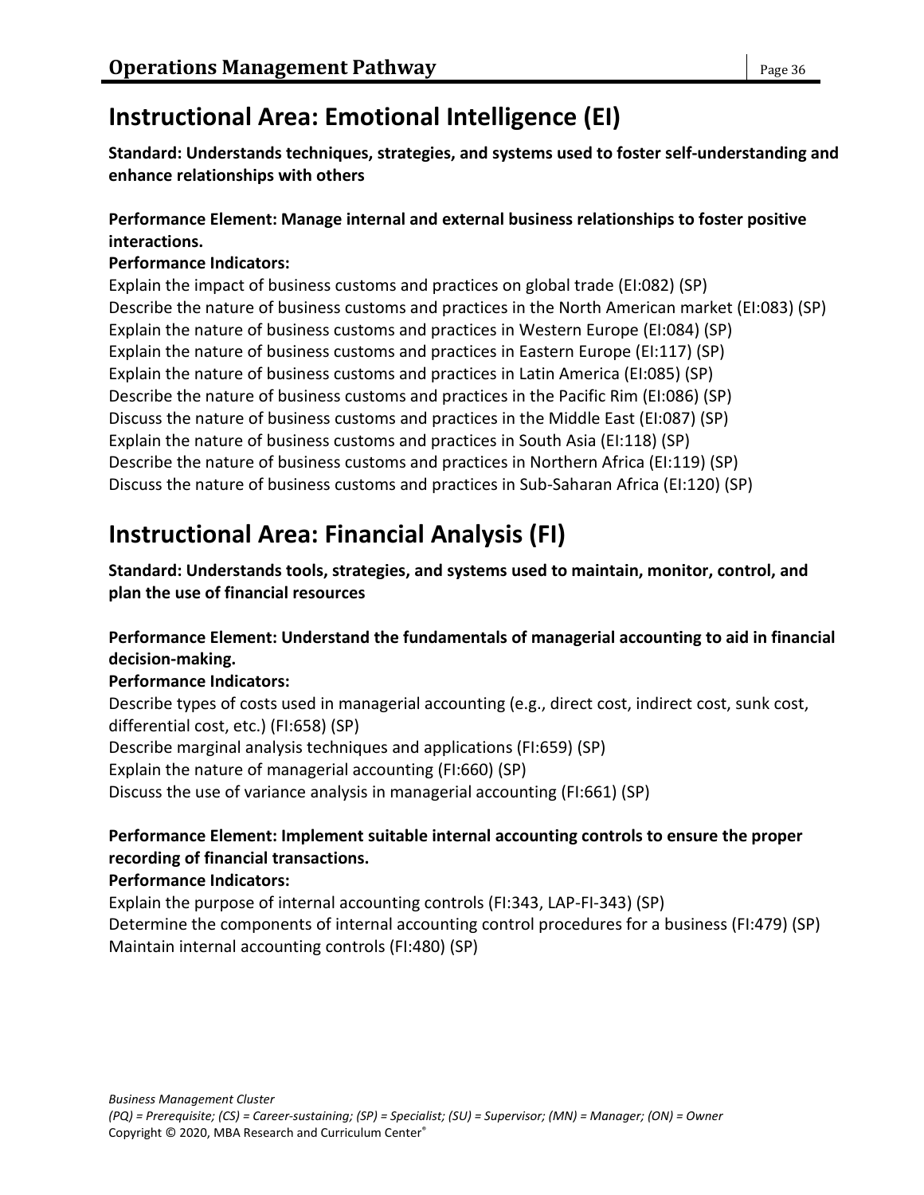## Instructional Area: Emotional Intelligence (EI)

**Standard: Understands techniques, strategies, and systems used to foster self-understanding and enhance relationships with others**

**Performance Element: Manage internal and external business relationships to foster positive interactions.**

**Performance Indicators:**

Explain the impact of business customs and practices on global trade (EI:082) (SP)
Describe the nature of business customs and practices in the North American market (EI:083) (SP)
Explain the nature of business customs and practices in Western Europe (EI:084) (SP)
Explain the nature of business customs and practices in Eastern Europe (EI:117) (SP)
Explain the nature of business customs and practices in Latin America (EI:085) (SP)
Describe the nature of business customs and practices in the Pacific Rim (EI:086) (SP)
Discuss the nature of business customs and practices in the Middle East (EI:087) (SP)
Explain the nature of business customs and practices in South Asia (EI:118) (SP)
Describe the nature of business customs and practices in Northern Africa (EI:119) (SP)
Discuss the nature of business customs and practices in Sub-Saharan Africa (EI:120) (SP)

## Instructional Area: Financial Analysis (FI)

**Standard: Understands tools, strategies, and systems used to maintain, monitor, control, and plan the use of financial resources**

**Performance Element: Understand the fundamentals of managerial accounting to aid in financial decision-making.**

**Performance Indicators:**

Describe types of costs used in managerial accounting (e.g., direct cost, indirect cost, sunk cost, differential cost, etc.) (FI:658) (SP)
Describe marginal analysis techniques and applications (FI:659) (SP)
Explain the nature of managerial accounting (FI:660) (SP)
Discuss the use of variance analysis in managerial accounting (FI:661) (SP)

**Performance Element: Implement suitable internal accounting controls to ensure the proper recording of financial transactions.**

**Performance Indicators:**

Explain the purpose of internal accounting controls (FI:343, LAP-FI-343) (SP)
Determine the components of internal accounting control procedures for a business (FI:479) (SP)
Maintain internal accounting controls (FI:480) (SP)

*Business Management Cluster*
*(PQ) = Prerequisite; (CS) = Career-sustaining; (SP) = Specialist; (SU) = Supervisor; (MN) = Manager; (ON) = Owner*
Copyright © 2020, MBA Research and Curriculum Center®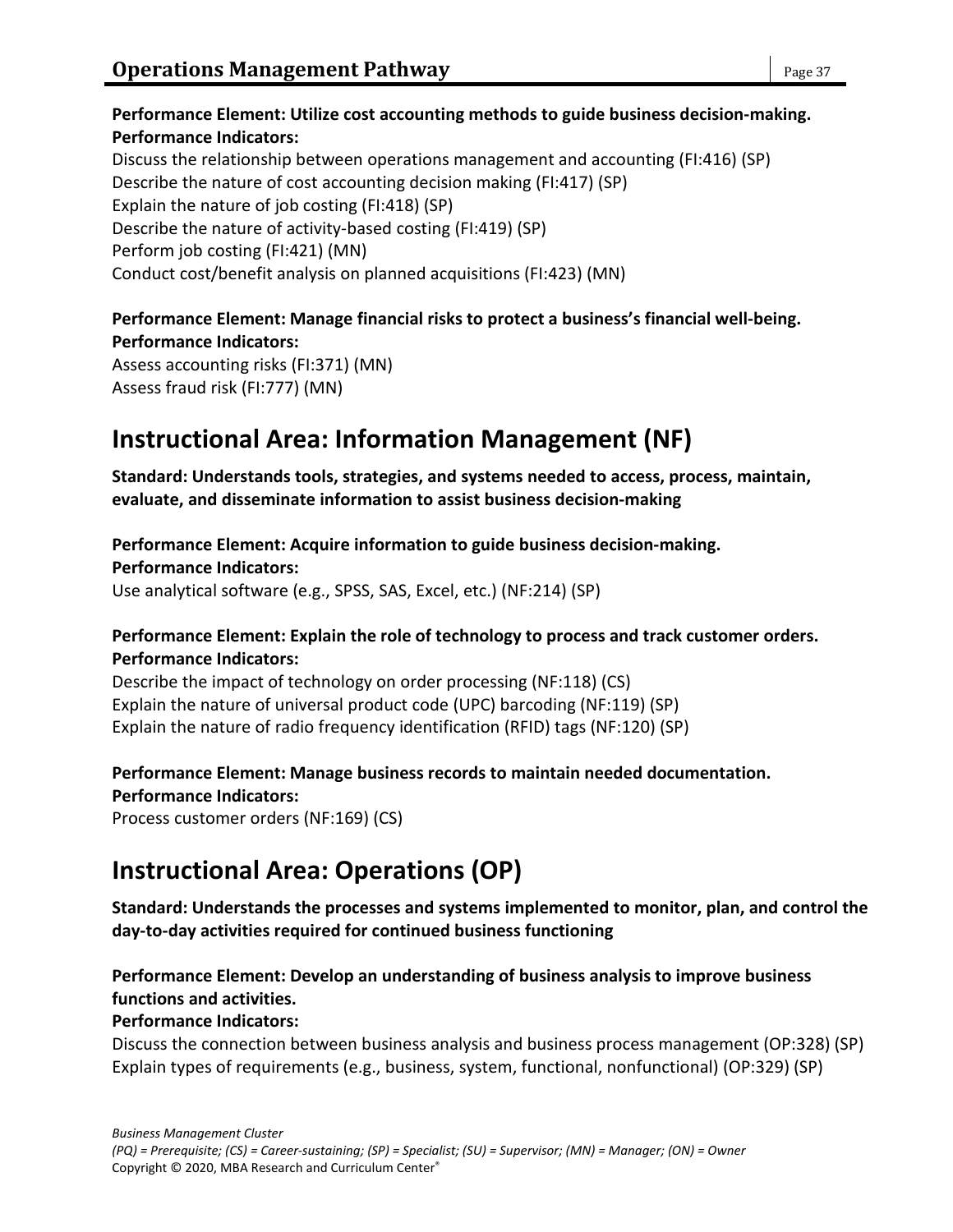**Performance Element: Utilize cost accounting methods to guide business decision-making.**
**Performance Indicators:**
Discuss the relationship between operations management and accounting (FI:416) (SP)
Describe the nature of cost accounting decision making (FI:417) (SP)
Explain the nature of job costing (FI:418) (SP)
Describe the nature of activity-based costing (FI:419) (SP)
Perform job costing (FI:421) (MN)
Conduct cost/benefit analysis on planned acquisitions (FI:423) (MN)

**Performance Element: Manage financial risks to protect a business's financial well-being.**
**Performance Indicators:**
Assess accounting risks (FI:371) (MN)
Assess fraud risk (FI:777) (MN)

## Instructional Area: Information Management (NF)

**Standard: Understands tools, strategies, and systems needed to access, process, maintain, evaluate, and disseminate information to assist business decision-making**

**Performance Element: Acquire information to guide business decision-making.**
**Performance Indicators:**
Use analytical software (e.g., SPSS, SAS, Excel, etc.) (NF:214) (SP)

**Performance Element: Explain the role of technology to process and track customer orders.**
**Performance Indicators:**
Describe the impact of technology on order processing (NF:118) (CS)
Explain the nature of universal product code (UPC) barcoding (NF:119) (SP)
Explain the nature of radio frequency identification (RFID) tags (NF:120) (SP)

**Performance Element: Manage business records to maintain needed documentation.**
**Performance Indicators:**
Process customer orders (NF:169) (CS)

## Instructional Area: Operations (OP)

**Standard: Understands the processes and systems implemented to monitor, plan, and control the day-to-day activities required for continued business functioning**

**Performance Element: Develop an understanding of business analysis to improve business functions and activities.**
**Performance Indicators:**
Discuss the connection between business analysis and business process management (OP:328) (SP)
Explain types of requirements (e.g., business, system, functional, nonfunctional) (OP:329) (SP)

*Business Management Cluster*
*(PQ) = Prerequisite; (CS) = Career-sustaining; (SP) = Specialist; (SU) = Supervisor; (MN) = Manager; (ON) = Owner*
Copyright © 2020, MBA Research and Curriculum Center®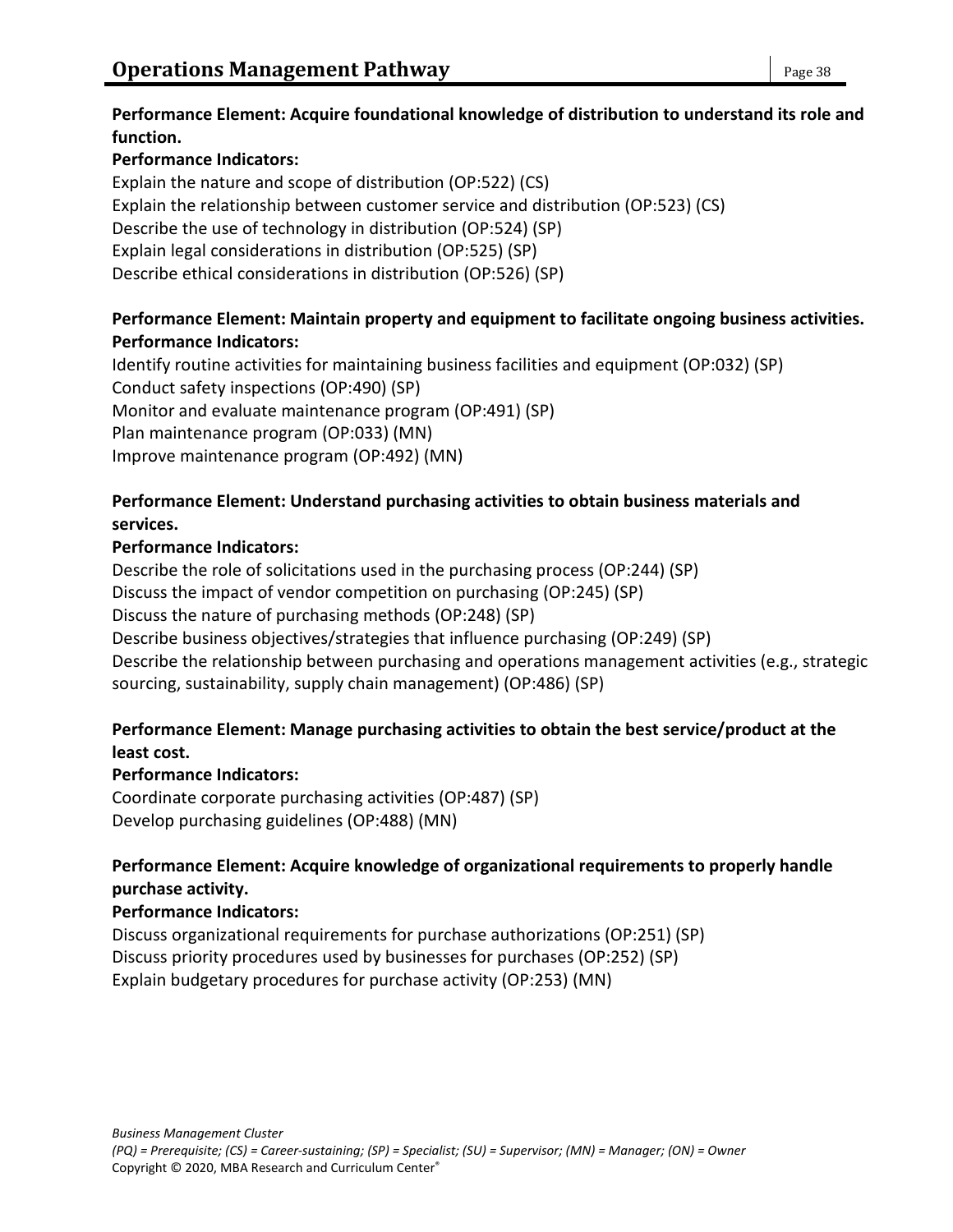**Performance Element: Acquire foundational knowledge of distribution to understand its role and function.**

**Performance Indicators:**

Explain the nature and scope of distribution (OP:522) (CS)
Explain the relationship between customer service and distribution (OP:523) (CS)
Describe the use of technology in distribution (OP:524) (SP)
Explain legal considerations in distribution (OP:525) (SP)
Describe ethical considerations in distribution (OP:526) (SP)

**Performance Element: Maintain property and equipment to facilitate ongoing business activities.**

**Performance Indicators:**

Identify routine activities for maintaining business facilities and equipment (OP:032) (SP)
Conduct safety inspections (OP:490) (SP)
Monitor and evaluate maintenance program (OP:491) (SP)
Plan maintenance program (OP:033) (MN)
Improve maintenance program (OP:492) (MN)

**Performance Element: Understand purchasing activities to obtain business materials and services.**

**Performance Indicators:**

Describe the role of solicitations used in the purchasing process (OP:244) (SP)
Discuss the impact of vendor competition on purchasing (OP:245) (SP)
Discuss the nature of purchasing methods (OP:248) (SP)
Describe business objectives/strategies that influence purchasing (OP:249) (SP)
Describe the relationship between purchasing and operations management activities (e.g., strategic sourcing, sustainability, supply chain management) (OP:486) (SP)

**Performance Element: Manage purchasing activities to obtain the best service/product at the least cost.**

**Performance Indicators:**

Coordinate corporate purchasing activities (OP:487) (SP)
Develop purchasing guidelines (OP:488) (MN)

**Performance Element: Acquire knowledge of organizational requirements to properly handle purchase activity.**

**Performance Indicators:**

Discuss organizational requirements for purchase authorizations (OP:251) (SP)
Discuss priority procedures used by businesses for purchases (OP:252) (SP)
Explain budgetary procedures for purchase activity (OP:253) (MN)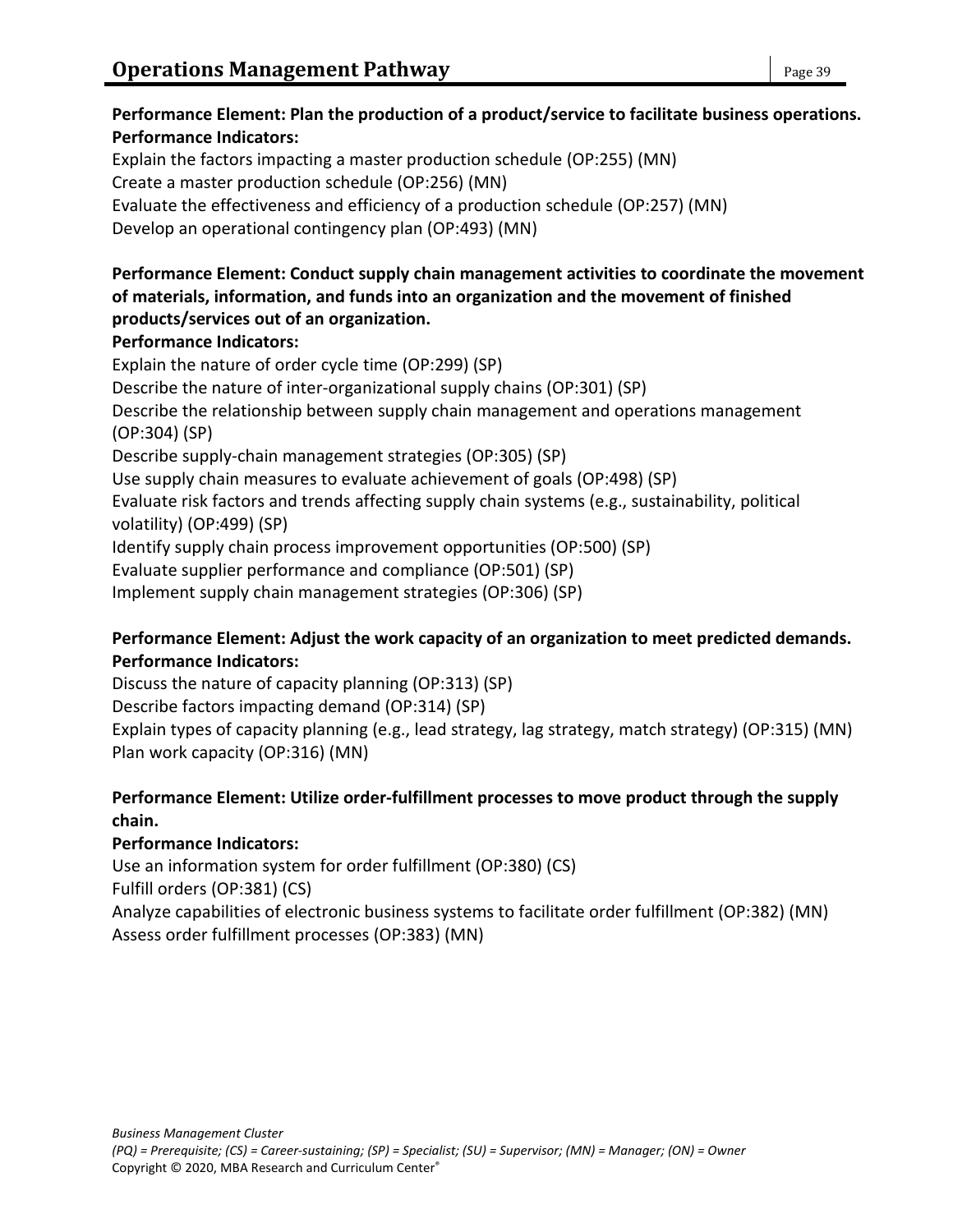**Performance Element: Plan the production of a product/service to facilitate business operations.**
**Performance Indicators:**

Explain the factors impacting a master production schedule (OP:255) (MN)
Create a master production schedule (OP:256) (MN)
Evaluate the effectiveness and efficiency of a production schedule (OP:257) (MN)
Develop an operational contingency plan (OP:493) (MN)

**Performance Element: Conduct supply chain management activities to coordinate the movement of materials, information, and funds into an organization and the movement of finished products/services out of an organization.**
**Performance Indicators:**

Explain the nature of order cycle time (OP:299) (SP)
Describe the nature of inter-organizational supply chains (OP:301) (SP)
Describe the relationship between supply chain management and operations management (OP:304) (SP)
Describe supply-chain management strategies (OP:305) (SP)
Use supply chain measures to evaluate achievement of goals (OP:498) (SP)
Evaluate risk factors and trends affecting supply chain systems (e.g., sustainability, political volatility) (OP:499) (SP)
Identify supply chain process improvement opportunities (OP:500) (SP)
Evaluate supplier performance and compliance (OP:501) (SP)
Implement supply chain management strategies (OP:306) (SP)

**Performance Element: Adjust the work capacity of an organization to meet predicted demands.**
**Performance Indicators:**

Discuss the nature of capacity planning (OP:313) (SP)
Describe factors impacting demand (OP:314) (SP)
Explain types of capacity planning (e.g., lead strategy, lag strategy, match strategy) (OP:315) (MN)
Plan work capacity (OP:316) (MN)

**Performance Element: Utilize order-fulfillment processes to move product through the supply chain.**
**Performance Indicators:**

Use an information system for order fulfillment (OP:380) (CS)
Fulfill orders (OP:381) (CS)
Analyze capabilities of electronic business systems to facilitate order fulfillment (OP:382) (MN)
Assess order fulfillment processes (OP:383) (MN)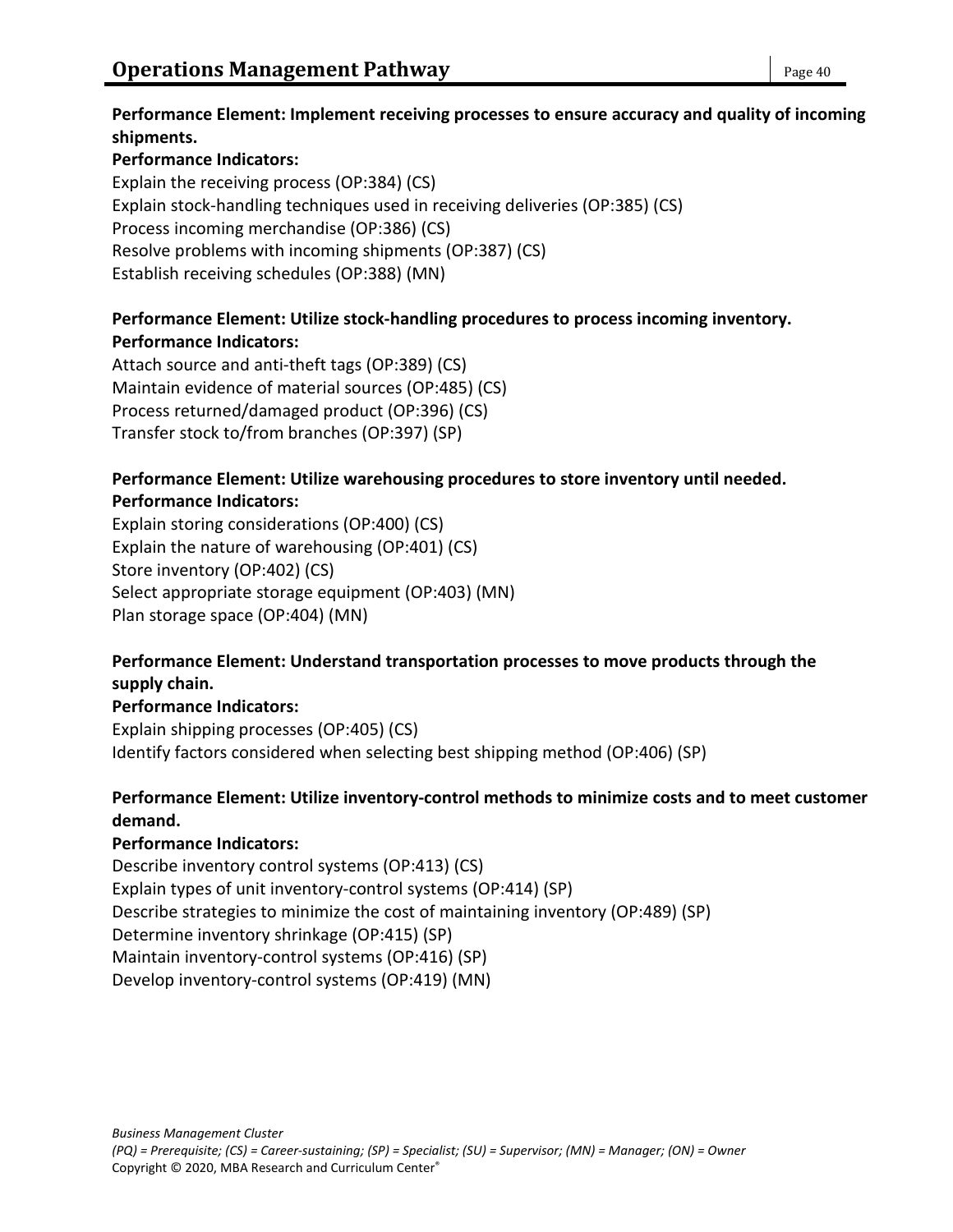**Performance Element: Implement receiving processes to ensure accuracy and quality of incoming shipments.**
**Performance Indicators:**
Explain the receiving process (OP:384) (CS)
Explain stock-handling techniques used in receiving deliveries (OP:385) (CS)
Process incoming merchandise (OP:386) (CS)
Resolve problems with incoming shipments (OP:387) (CS)
Establish receiving schedules (OP:388) (MN)

**Performance Element: Utilize stock-handling procedures to process incoming inventory.**
**Performance Indicators:**
Attach source and anti-theft tags (OP:389) (CS)
Maintain evidence of material sources (OP:485) (CS)
Process returned/damaged product (OP:396) (CS)
Transfer stock to/from branches (OP:397) (SP)

**Performance Element: Utilize warehousing procedures to store inventory until needed.**
**Performance Indicators:**
Explain storing considerations (OP:400) (CS)
Explain the nature of warehousing (OP:401) (CS)
Store inventory (OP:402) (CS)
Select appropriate storage equipment (OP:403) (MN)
Plan storage space (OP:404) (MN)

**Performance Element: Understand transportation processes to move products through the supply chain.**
**Performance Indicators:**
Explain shipping processes (OP:405) (CS)
Identify factors considered when selecting best shipping method (OP:406) (SP)

**Performance Element: Utilize inventory-control methods to minimize costs and to meet customer demand.**
**Performance Indicators:**
Describe inventory control systems (OP:413) (CS)
Explain types of unit inventory-control systems (OP:414) (SP)
Describe strategies to minimize the cost of maintaining inventory (OP:489) (SP)
Determine inventory shrinkage (OP:415) (SP)
Maintain inventory-control systems (OP:416) (SP)
Develop inventory-control systems (OP:419) (MN)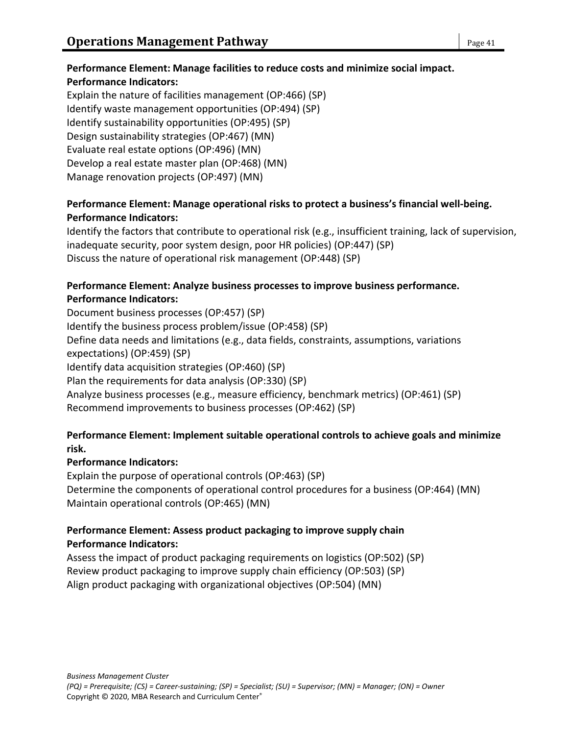**Performance Element: Manage facilities to reduce costs and minimize social impact.**
**Performance Indicators:**

Explain the nature of facilities management (OP:466) (SP)
Identify waste management opportunities (OP:494) (SP)
Identify sustainability opportunities (OP:495) (SP)
Design sustainability strategies (OP:467) (MN)
Evaluate real estate options (OP:496) (MN)
Develop a real estate master plan (OP:468) (MN)
Manage renovation projects (OP:497) (MN)

**Performance Element: Manage operational risks to protect a business's financial well-being.**
**Performance Indicators:**

Identify the factors that contribute to operational risk (e.g., insufficient training, lack of supervision, inadequate security, poor system design, poor HR policies) (OP:447) (SP)
Discuss the nature of operational risk management (OP:448) (SP)

**Performance Element: Analyze business processes to improve business performance.**
**Performance Indicators:**

Document business processes (OP:457) (SP)
Identify the business process problem/issue (OP:458) (SP)
Define data needs and limitations (e.g., data fields, constraints, assumptions, variations expectations) (OP:459) (SP)
Identify data acquisition strategies (OP:460) (SP)
Plan the requirements for data analysis (OP:330) (SP)
Analyze business processes (e.g., measure efficiency, benchmark metrics) (OP:461) (SP)
Recommend improvements to business processes (OP:462) (SP)

**Performance Element: Implement suitable operational controls to achieve goals and minimize risk.**
**Performance Indicators:**

Explain the purpose of operational controls (OP:463) (SP)
Determine the components of operational control procedures for a business (OP:464) (MN)
Maintain operational controls (OP:465) (MN)

**Performance Element: Assess product packaging to improve supply chain**
**Performance Indicators:**

Assess the impact of product packaging requirements on logistics (OP:502) (SP)
Review product packaging to improve supply chain efficiency (OP:503) (SP)
Align product packaging with organizational objectives (OP:504) (MN)

*Business Management Cluster*
*(PQ) = Prerequisite; (CS) = Career-sustaining; (SP) = Specialist; (SU) = Supervisor; (MN) = Manager; (ON) = Owner*
Copyright © 2020, MBA Research and Curriculum Center®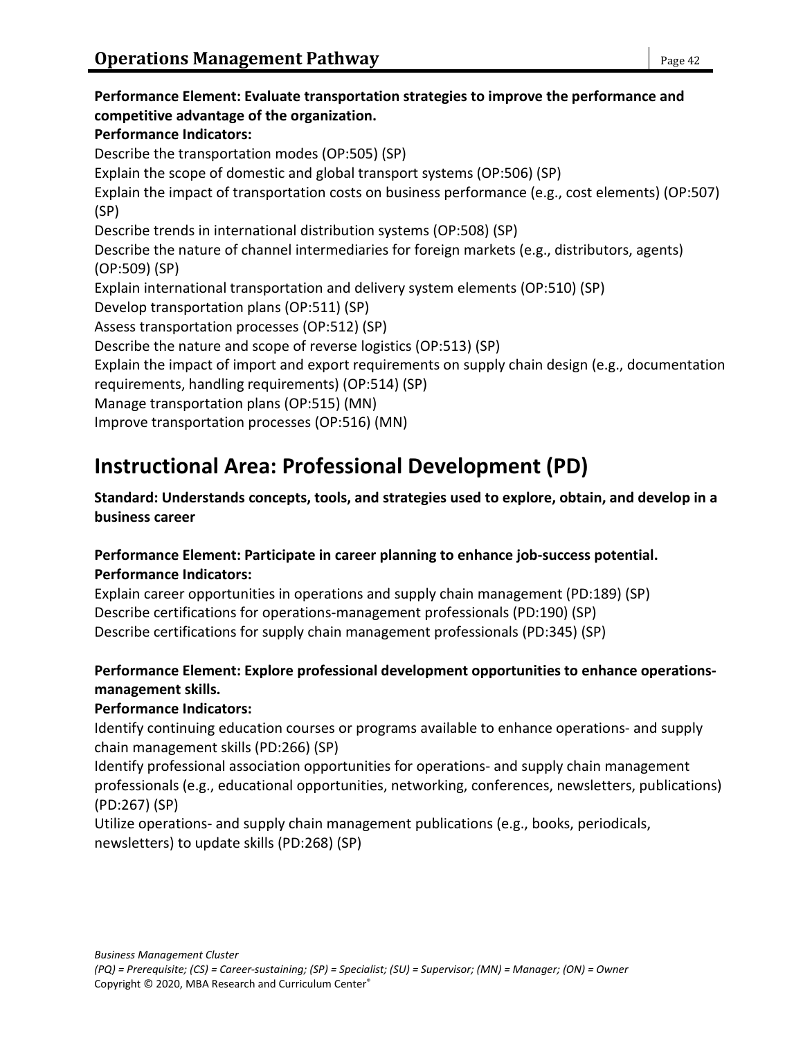**Performance Element: Evaluate transportation strategies to improve the performance and competitive advantage of the organization.**

**Performance Indicators:**

Describe the transportation modes (OP:505) (SP)
Explain the scope of domestic and global transport systems (OP:506) (SP)
Explain the impact of transportation costs on business performance (e.g., cost elements) (OP:507) (SP)
Describe trends in international distribution systems (OP:508) (SP)
Describe the nature of channel intermediaries for foreign markets (e.g., distributors, agents) (OP:509) (SP)
Explain international transportation and delivery system elements (OP:510) (SP)
Develop transportation plans (OP:511) (SP)
Assess transportation processes (OP:512) (SP)
Describe the nature and scope of reverse logistics (OP:513) (SP)
Explain the impact of import and export requirements on supply chain design (e.g., documentation requirements, handling requirements) (OP:514) (SP)
Manage transportation plans (OP:515) (MN)
Improve transportation processes (OP:516) (MN)

# Instructional Area: Professional Development (PD)

**Standard: Understands concepts, tools, and strategies used to explore, obtain, and develop in a business career**

**Performance Element: Participate in career planning to enhance job-success potential.**

**Performance Indicators:**

Explain career opportunities in operations and supply chain management (PD:189) (SP)
Describe certifications for operations-management professionals (PD:190) (SP)
Describe certifications for supply chain management professionals (PD:345) (SP)

**Performance Element: Explore professional development opportunities to enhance operations-management skills.**

**Performance Indicators:**

Identify continuing education courses or programs available to enhance operations- and supply chain management skills (PD:266) (SP)
Identify professional association opportunities for operations- and supply chain management professionals (e.g., educational opportunities, networking, conferences, newsletters, publications) (PD:267) (SP)
Utilize operations- and supply chain management publications (e.g., books, periodicals, newsletters) to update skills (PD:268) (SP)

*Business Management Cluster*
*(PQ) = Prerequisite; (CS) = Career-sustaining; (SP) = Specialist; (SU) = Supervisor; (MN) = Manager; (ON) = Owner*
Copyright © 2020, MBA Research and Curriculum Center®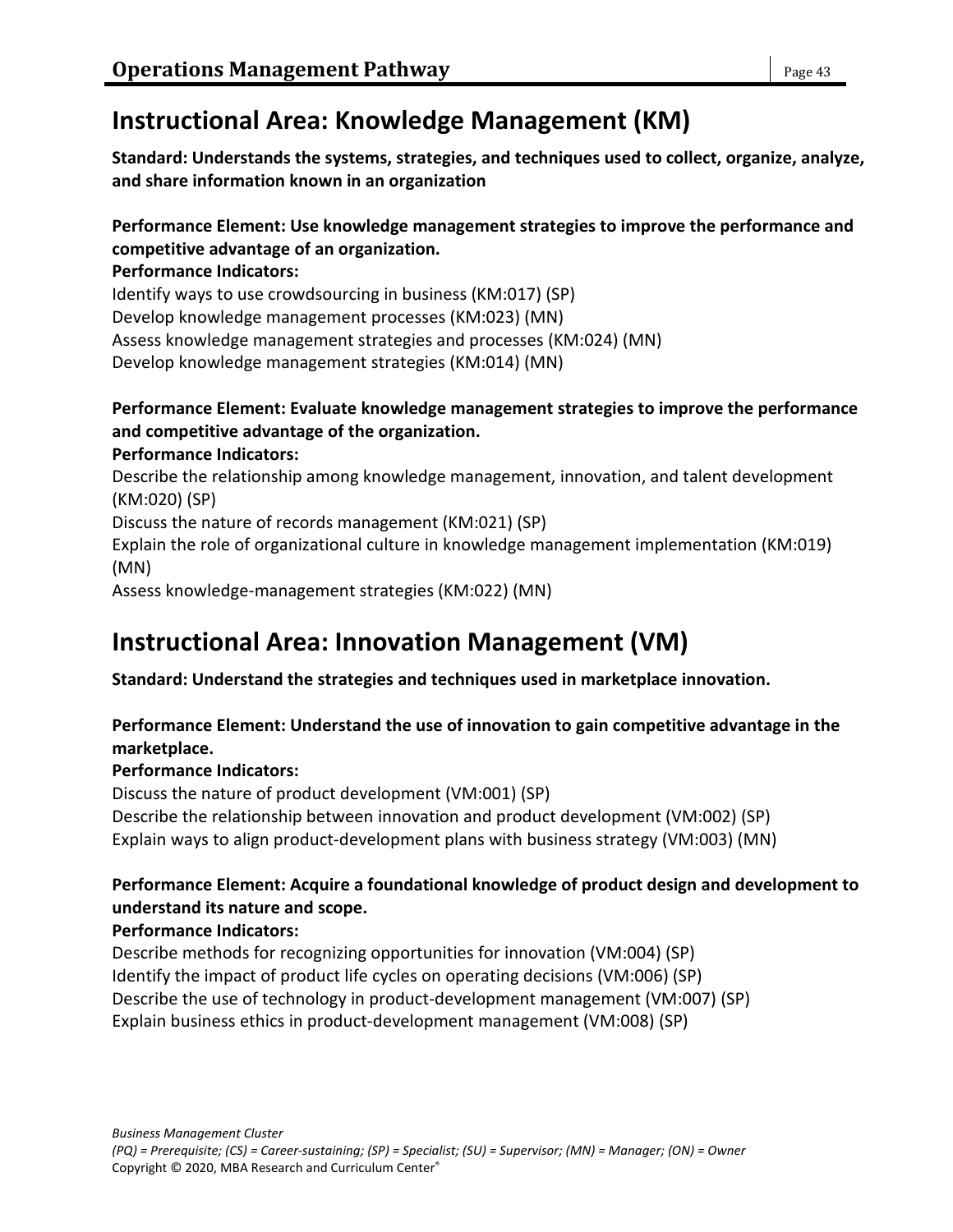## Instructional Area: Knowledge Management (KM)

**Standard: Understands the systems, strategies, and techniques used to collect, organize, analyze, and share information known in an organization**

**Performance Element: Use knowledge management strategies to improve the performance and competitive advantage of an organization.**

**Performance Indicators:**

Identify ways to use crowdsourcing in business (KM:017) (SP)
Develop knowledge management processes (KM:023) (MN)
Assess knowledge management strategies and processes (KM:024) (MN)
Develop knowledge management strategies (KM:014) (MN)

**Performance Element: Evaluate knowledge management strategies to improve the performance and competitive advantage of the organization.**

**Performance Indicators:**

Describe the relationship among knowledge management, innovation, and talent development (KM:020) (SP)
Discuss the nature of records management (KM:021) (SP)
Explain the role of organizational culture in knowledge management implementation (KM:019) (MN)
Assess knowledge-management strategies (KM:022) (MN)

## Instructional Area: Innovation Management (VM)

**Standard: Understand the strategies and techniques used in marketplace innovation.**

**Performance Element: Understand the use of innovation to gain competitive advantage in the marketplace.**

**Performance Indicators:**

Discuss the nature of product development (VM:001) (SP)
Describe the relationship between innovation and product development (VM:002) (SP)
Explain ways to align product-development plans with business strategy (VM:003) (MN)

**Performance Element: Acquire a foundational knowledge of product design and development to understand its nature and scope.**

**Performance Indicators:**

Describe methods for recognizing opportunities for innovation (VM:004) (SP)
Identify the impact of product life cycles on operating decisions (VM:006) (SP)
Describe the use of technology in product-development management (VM:007) (SP)
Explain business ethics in product-development management (VM:008) (SP)

*Business Management Cluster*
*(PQ) = Prerequisite; (CS) = Career-sustaining; (SP) = Specialist; (SU) = Supervisor; (MN) = Manager; (ON) = Owner*
Copyright © 2020, MBA Research and Curriculum Center®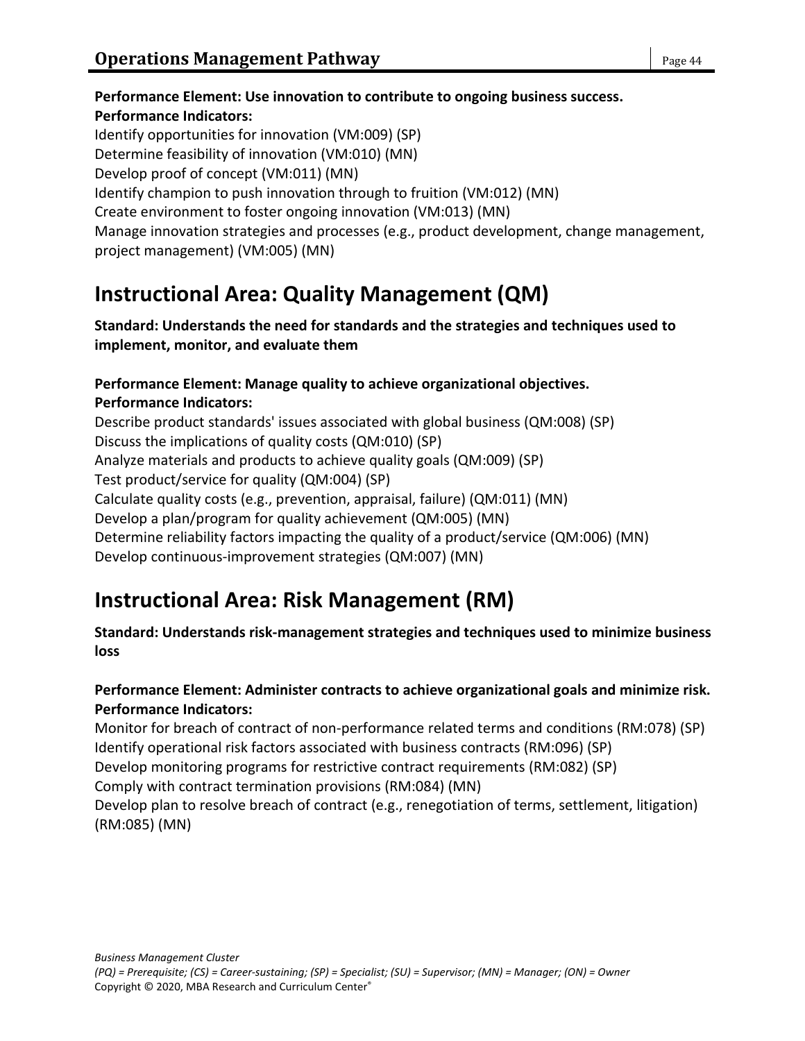**Performance Element: Use innovation to contribute to ongoing business success.**
**Performance Indicators:**
Identify opportunities for innovation (VM:009) (SP)
Determine feasibility of innovation (VM:010) (MN)
Develop proof of concept (VM:011) (MN)
Identify champion to push innovation through to fruition (VM:012) (MN)
Create environment to foster ongoing innovation (VM:013) (MN)
Manage innovation strategies and processes (e.g., product development, change management, project management) (VM:005) (MN)

# Instructional Area: Quality Management (QM)

**Standard: Understands the need for standards and the strategies and techniques used to implement, monitor, and evaluate them**

**Performance Element: Manage quality to achieve organizational objectives.**
**Performance Indicators:**
Describe product standards' issues associated with global business (QM:008) (SP)
Discuss the implications of quality costs (QM:010) (SP)
Analyze materials and products to achieve quality goals (QM:009) (SP)
Test product/service for quality (QM:004) (SP)
Calculate quality costs (e.g., prevention, appraisal, failure) (QM:011) (MN)
Develop a plan/program for quality achievement (QM:005) (MN)
Determine reliability factors impacting the quality of a product/service (QM:006) (MN)
Develop continuous-improvement strategies (QM:007) (MN)

# Instructional Area: Risk Management (RM)

**Standard: Understands risk-management strategies and techniques used to minimize business loss**

**Performance Element: Administer contracts to achieve organizational goals and minimize risk.**
**Performance Indicators:**
Monitor for breach of contract of non-performance related terms and conditions (RM:078) (SP)
Identify operational risk factors associated with business contracts (RM:096) (SP)
Develop monitoring programs for restrictive contract requirements (RM:082) (SP)
Comply with contract termination provisions (RM:084) (MN)
Develop plan to resolve breach of contract (e.g., renegotiation of terms, settlement, litigation) (RM:085) (MN)

*Business Management Cluster*
*(PQ) = Prerequisite; (CS) = Career-sustaining; (SP) = Specialist; (SU) = Supervisor; (MN) = Manager; (ON) = Owner*
Copyright © 2020, MBA Research and Curriculum Center®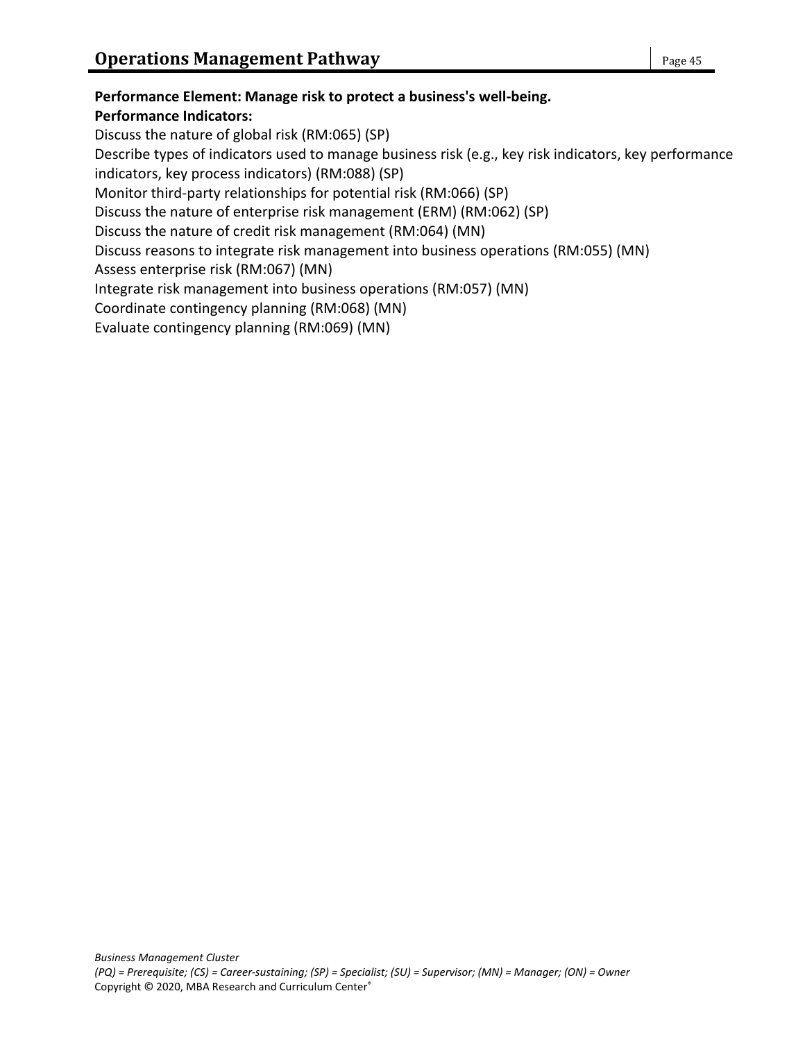**Performance Element: Manage risk to protect a business's well-being.**

**Performance Indicators:**

Discuss the nature of global risk (RM:065) (SP)

Describe types of indicators used to manage business risk (e.g., key risk indicators, key performance indicators, key process indicators) (RM:088) (SP)

Monitor third-party relationships for potential risk (RM:066) (SP)

Discuss the nature of enterprise risk management (ERM) (RM:062) (SP)

Discuss the nature of credit risk management (RM:064) (MN)

Discuss reasons to integrate risk management into business operations (RM:055) (MN)

Assess enterprise risk (RM:067) (MN)

Integrate risk management into business operations (RM:057) (MN)

Coordinate contingency planning (RM:068) (MN)

Evaluate contingency planning (RM:069) (MN)